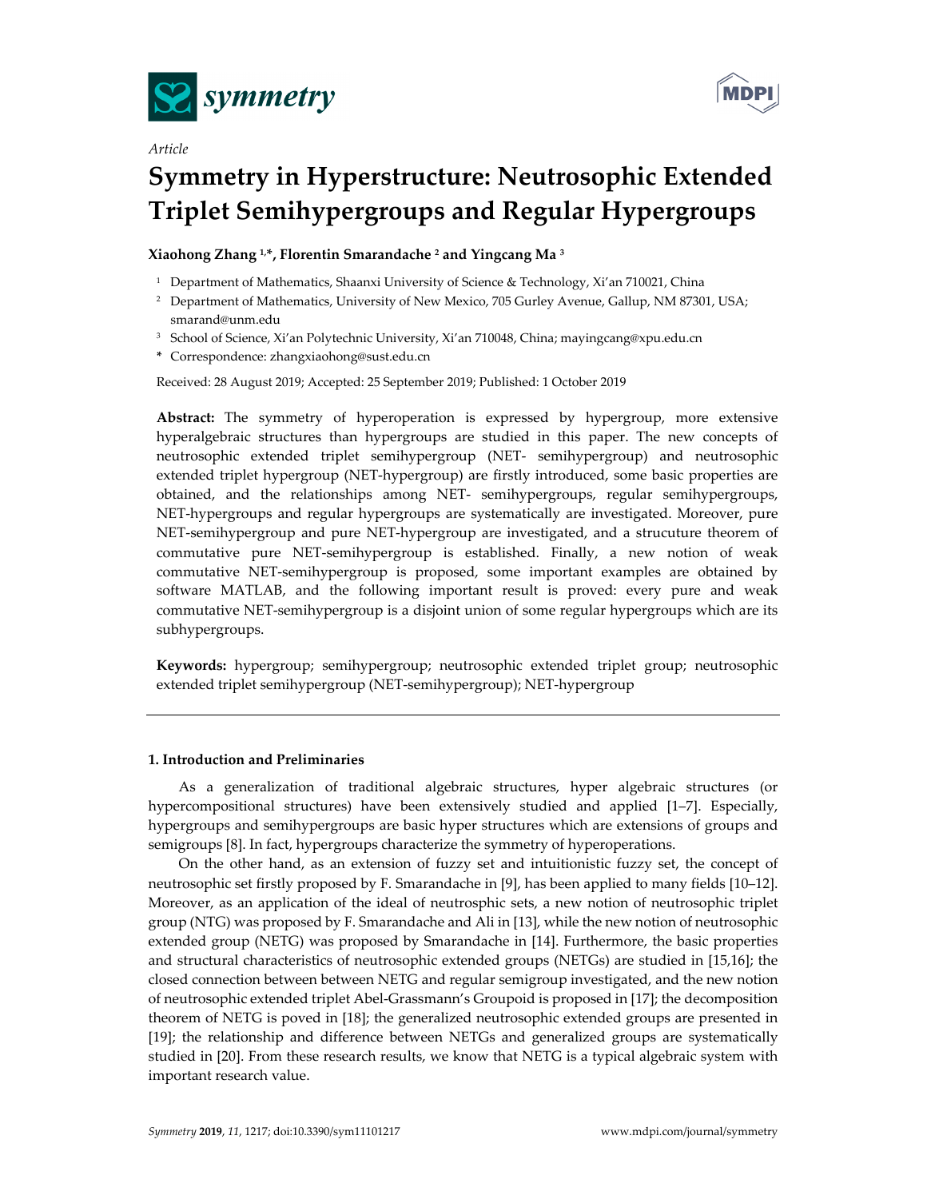*Article*

# Symmetry in Hyperstructure: Neutrosophic Extended Triplet Semihypergroups and Regular Hypergroups

**Xiaohong Zhang [1,*], Florentin Smarandache [2] and Yingcang Ma [3]**

[1] Department of Mathematics, Shaanxi University of Science & Technology, Xi'an 710021, China

[2] Department of Mathematics, University of New Mexico, 705 Gurley Avenue, Gallup, NM 87301, USA; smarand@unm.edu

[3] School of Science, Xi'an Polytechnic University, Xi'an 710048, China; mayingcang@xpu.edu.cn

\* Correspondence: zhangxiaohong@sust.edu.cn

Received: 28 August 2019; Accepted: 25 September 2019; Published: 1 October 2019

**Abstract:** The symmetry of hyperoperation is expressed by hypergroup, more extensive hyperalgebraic structures than hypergroups are studied in this paper. The new concepts of neutrosophic extended triplet semihypergroup (NET- semihypergroup) and neutrosophic extended triplet hypergroup (NET-hypergroup) are firstly introduced, some basic properties are obtained, and the relationships among NET- semihypergroups, regular semihypergroups, NET-hypergroups and regular hypergroups are systematically are investigated. Moreover, pure NET-semihypergroup and pure NET-hypergroup are investigated, and a strucuture theorem of commutative pure NET-semihypergroup is established. Finally, a new notion of weak commutative NET-semihypergroup is proposed, some important examples are obtained by software MATLAB, and the following important result is proved: every pure and weak commutative NET-semihypergroup is a disjoint union of some regular hypergroups which are its subhypergroups.

**Keywords:** hypergroup; semihypergroup; neutrosophic extended triplet group; neutrosophic extended triplet semihypergroup (NET-semihypergroup); NET-hypergroup

## 1. Introduction and Preliminaries

As a generalization of traditional algebraic structures, hyper algebraic structures (or hypercompositional structures) have been extensively studied and applied [1–7]. Especially, hypergroups and semihypergroups are basic hyper structures which are extensions of groups and semigroups [8]. In fact, hypergroups characterize the symmetry of hyperoperations.

On the other hand, as an extension of fuzzy set and intuitionistic fuzzy set, the concept of neutrosophic set firstly proposed by F. Smarandache in [9], has been applied to many fields [10–12]. Moreover, as an application of the ideal of neutrosphic sets, a new notion of neutrosophic triplet group (NTG) was proposed by F. Smarandache and Ali in [13], while the new notion of neutrosophic extended group (NETG) was proposed by Smarandache in [14]. Furthermore, the basic properties and structural characteristics of neutrosophic extended groups (NETGs) are studied in [15,16]; the closed connection between between NETG and regular semigroup investigated, and the new notion of neutrosophic extended triplet Abel-Grassmann's Groupoid is proposed in [17]; the decomposition theorem of NETG is poved in [18]; the generalized neutrosophic extended groups are presented in [19]; the relationship and difference between NETGs and generalized groups are systematically studied in [20]. From these research results, we know that NETG is a typical algebraic system with important research value.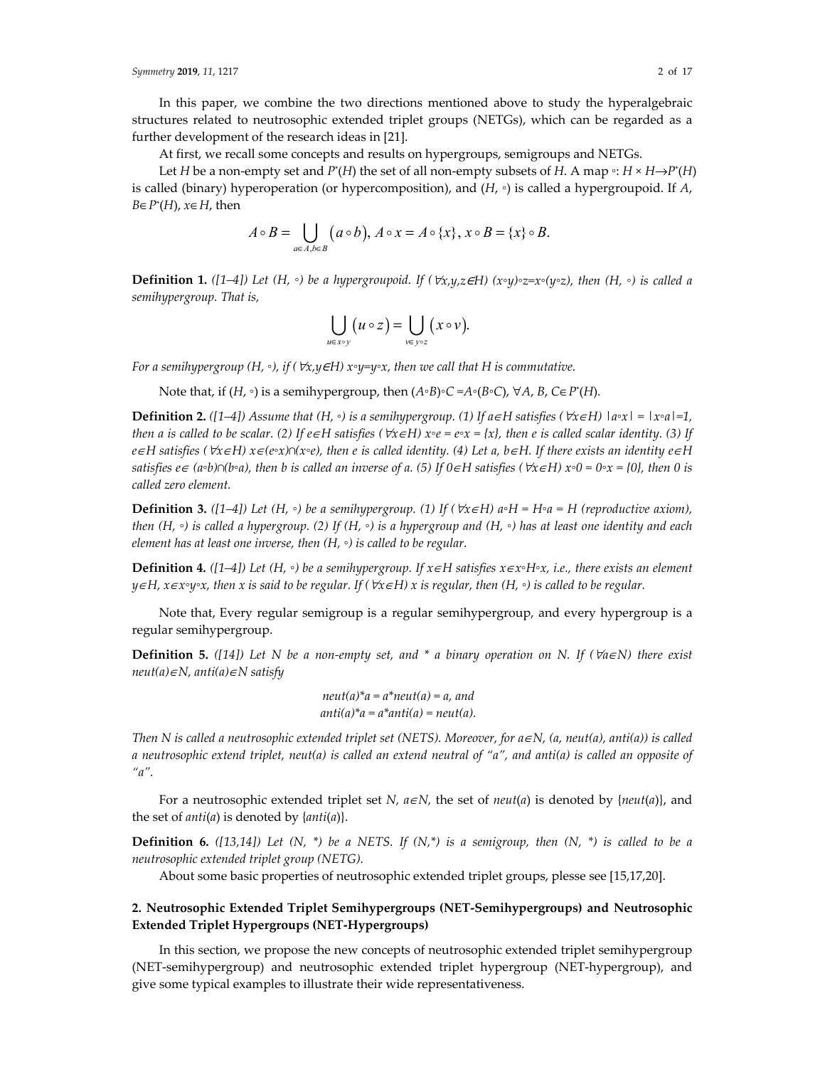In this paper, we combine the two directions mentioned above to study the hyperalgebraic structures related to neutrosophic extended triplet groups (NETGs), which can be regarded as a further development of the research ideas in [21].

At first, we recall some concepts and results on hypergroups, semigroups and NETGs.

Let $H$ be a non-empty set and $P^*(H)$ the set of all non-empty subsets of $H$. A map $\circ: H \times H \rightarrow P^*(H)$ is called (binary) hyperoperation (or hypercomposition), and $(H, \circ)$ is called a hypergroupoid. If $A$, $B \in P^*(H)$, $x \in H$, then

$$A \circ B = \bigcup_{a \in A, b \in B} (a \circ b),\ A \circ x = A \circ \{x\},\ x \circ B = \{x\} \circ B.$$

**Definition 1.** *([1–4]) Let $(H, \circ)$ be a hypergroupoid. If $(\forall x,y,z \in H)$ $(x \circ y) \circ z = x \circ (y \circ z)$, then $(H, \circ)$ is called a semihypergroup. That is,*

$$\bigcup_{u \in x \circ y} (u \circ z) = \bigcup_{v \in y \circ z} (x \circ v).$$

*For a semihypergroup $(H, \circ)$, if $(\forall x,y \in H)$ $x \circ y = y \circ x$, then we call that $H$ is commutative.*

Note that, if $(H, \circ)$ is a semihypergroup, then $(A \circ B) \circ C = A \circ (B \circ C)$, $\forall A, B, C \in P^*(H)$.

**Definition 2.** *([1–4]) Assume that $(H, \circ)$ is a semihypergroup. (1) If $a \in H$ satisfies $(\forall x \in H)$ $|a \circ x| = |x \circ a| = 1$, then a is called to be scalar. (2) If $e \in H$ satisfies $(\forall x \in H)$ $x \circ e = e \circ x = \{x\}$, then e is called scalar identity. (3) If $e \in H$ satisfies $(\forall x \in H)$ $x \in (e \circ x) \cap (x \circ e)$, then e is called identity. (4) Let $a, b \in H$. If there exists an identity $e \in H$ satisfies $e \in (a \circ b) \cap (b \circ a)$, then b is called an inverse of a. (5) If $0 \in H$ satisfies $(\forall x \in H)$ $x \circ 0 = 0 \circ x = \{0\}$, then 0 is called zero element.*

**Definition 3.** *([1–4]) Let $(H, \circ)$ be a semihypergroup. (1) If $(\forall x \in H)$ $a \circ H = H \circ a = H$ (reproductive axiom), then $(H, \circ)$ is called a hypergroup. (2) If $(H, \circ)$ is a hypergroup and $(H, \circ)$ has at least one identity and each element has at least one inverse, then $(H, \circ)$ is called to be regular.*

**Definition 4.** *([1–4]) Let $(H, \circ)$ be a semihypergroup. If $x \in H$ satisfies $x \in x \circ H \circ x$, i.e., there exists an element $y \in H$, $x \in x \circ y \circ x$, then x is said to be regular. If $(\forall x \in H)$ x is regular, then $(H, \circ)$ is called to be regular.*

Note that, Every regular semigroup is a regular semihypergroup, and every hypergroup is a regular semihypergroup.

**Definition 5.** *([14]) Let N be a non-empty set, and * a binary operation on N. If $(\forall a \in N)$ there exist $neut(a) \in N$, $anti(a) \in N$ satisfy*

$$neut(a)*a = a*neut(a) = a, \text{ and}$$
$$anti(a)*a = a*anti(a) = neut(a).$$

*Then N is called a neutrosophic extended triplet set (NETS). Moreover, for $a \in N$, $(a, neut(a), anti(a))$ is called a neutrosophic extend triplet, $neut(a)$ is called an extend neutral of "a", and $anti(a)$ is called an opposite of "a".*

For a neutrosophic extended triplet set $N$, $a \in N$, the set of $neut(a)$ is denoted by $\{neut(a)\}$, and the set of $anti(a)$ is denoted by $\{anti(a)\}$.

**Definition 6.** *([13,14]) Let (N, *) be a NETS. If (N,*) is a semigroup, then (N, *) is called to be a neutrosophic extended triplet group (NETG).*

About some basic properties of neutrosophic extended triplet groups, plesse see [15,17,20].

## 2. Neutrosophic Extended Triplet Semihypergroups (NET-Semihypergroups) and Neutrosophic Extended Triplet Hypergroups (NET-Hypergroups)

In this section, we propose the new concepts of neutrosophic extended triplet semihypergroup (NET-semihypergroup) and neutrosophic extended triplet hypergroup (NET-hypergroup), and give some typical examples to illustrate their wide representativeness.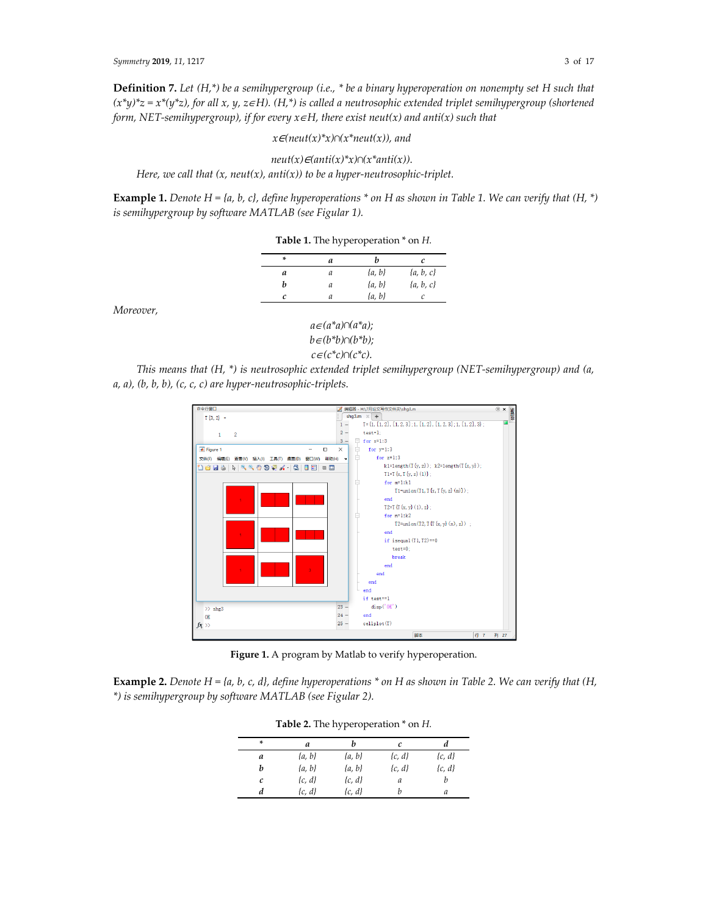**Definition 7.** *Let (H,\*) be a semihypergroup (i.e., \* be a binary hyperoperation on nonempty set H such that $(x*y)*z = x*(y*z)$, for all x, y, z∈H). (H,\*) is called a neutrosophic extended triplet semihypergroup (shortened form, NET-semihypergroup), if for every x∈H, there exist neut(x) and anti(x) such that*

$$x \in (neut(x)*x) \cap (x*neut(x)), \text{ and}$$

$$neut(x) \in (anti(x)*x) \cap (x*anti(x)).$$

*Here, we call that (x, neut(x), anti(x)) to be a hyper-neutrosophic-triplet.*

**Example 1.** *Denote H = {a, b, c}, define hyperoperations \* on H as shown in Table 1. We can verify that (H, \*) is semihypergroup by software MATLAB (see Figular 1).*

**Table 1.** The hyperoperation \* on *H*.

| * | a | b | c |
|---|---|---|---|
| **a** | a | {a, b} | {a, b, c} |
| **b** | a | {a, b} | {a, b, c} |
| **c** | a | {a, b} | c |

*Moreover,*

$$a \in (a*a) \cap (a*a);$$
$$b \in (b*b) \cap (b*b);$$
$$c \in (c*c) \cap (c*c).$$

*This means that (H, \*) is neutrosophic extended triplet semihypergroup (NET-semihypergroup) and (a, a, a), (b, b, b), (c, c, c) are hyper-neutrosophic-triplets.*

```
T={1,[1,2],[1,2,3];1,[1,2],[1,2,3];1,[1,2],3};
test=1;
for x=1:3
    for y=1:3
        for z=1:3
            k1=length(T{y,z}); k2=length(T{x,y});
            T1=T{x,T{y,z}(1)};
            for m=1:k1
                T1=union(T1,T{x,T{y,z}(m)});
            end
            T2=T{T{x,y}(1),z};
            for n=1:k2
                T2=union(T2,T{T{x,y}(n),z}) ;
            end
            if isequal(T1,T2)==0
                test=0;
                break
            end
        end
    end
end
if test==1
    disp('OK')
end
cellplot(T)
```

**Figure 1.** A program by Matlab to verify hyperoperation.

**Example 2.** *Denote H = {a, b, c, d}, define hyperoperations \* on H as shown in Table 2. We can verify that (H, \*) is semihypergroup by software MATLAB (see Figular 2).*

**Table 2.** The hyperoperation \* on *H*.

| * | a | b | c | d |
|---|---|---|---|---|
| **a** | {a, b} | {a, b} | {c, d} | {c, d} |
| **b** | {a, b} | {a, b} | {c, d} | {c, d} |
| **c** | {c, d} | {c, d} | a | b |
| **d** | {c, d} | {c, d} | b | a |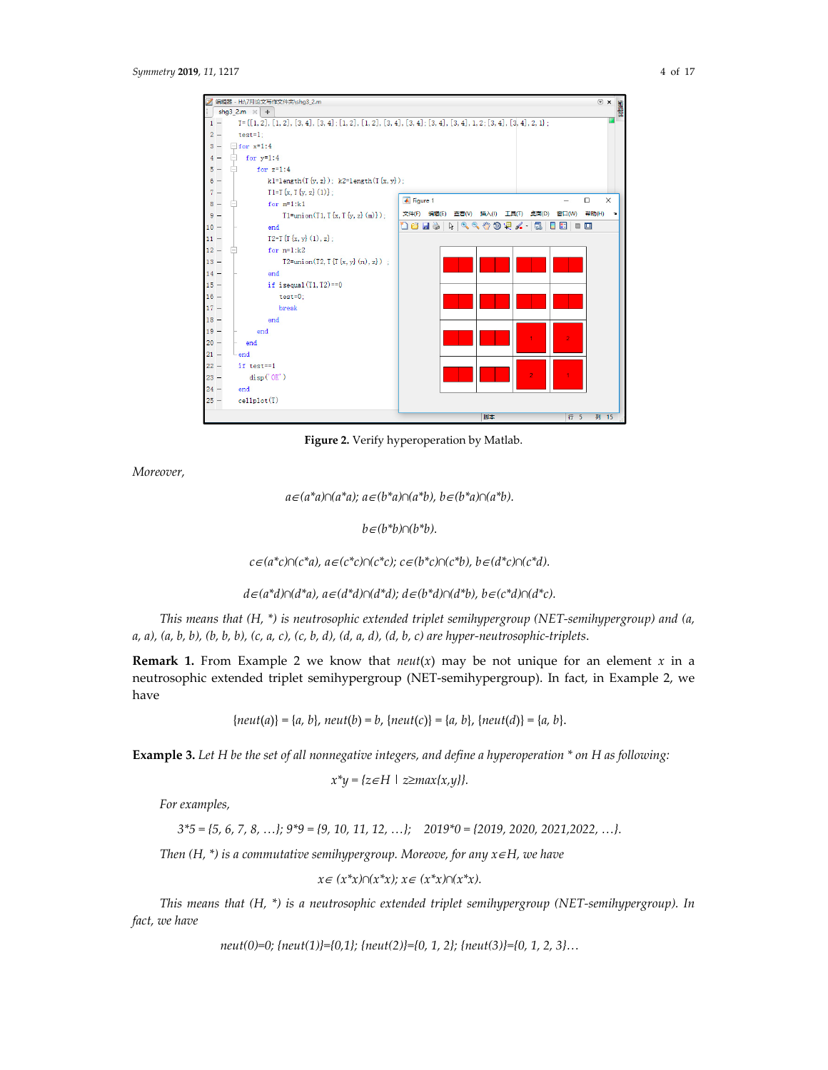Figure 2. Verify hyperoperation by Matlab.

*Moreover,*

$$a\in(a*a)\cap(a*a);\ a\in(b*a)\cap(a*b),\ b\in(b*a)\cap(a*b).$$

$$b\in(b*b)\cap(b*b).$$

$$c\in(a*c)\cap(c*a),\ a\in(c*c)\cap(c*c);\ c\in(b*c)\cap(c*b),\ b\in(d*c)\cap(c*d).$$

$$d\in(a*d)\cap(d*a),\ a\in(d*d)\cap(d*d);\ d\in(b*d)\cap(d*b),\ b\in(c*d)\cap(d*c).$$

*This means that (H, \*) is neutrosophic extended triplet semihypergroup (NET-semihypergroup) and (a, a, a), (a, b, b), (b, b, b), (c, a, c), (c, b, d), (d, a, d), (d, b, c) are hyper-neutrosophic-triplets.*

**Remark 1.** From Example 2 we know that *neut*($x$) may be not unique for an element $x$ in a neutrosophic extended triplet semihypergroup (NET-semihypergroup). In fact, in Example 2, we have

$$\{neut(a)\} = \{a, b\},\ neut(b) = b,\ \{neut(c)\} = \{a, b\},\ \{neut(d)\} = \{a, b\}.$$

**Example 3.** *Let H be the set of all nonnegative integers, and define a hyperoperation \* on H as following:*

$$x*y = \{z\in H \mid z\geq max\{x,y\}\}.$$

*For examples,*

$$3*5 = \{5, 6, 7, 8, \ldots\};\ 9*9 = \{9, 10, 11, 12, \ldots\};\quad 2019*0 = \{2019, 2020, 2021, 2022, \ldots\}.$$

*Then (H, \*) is a commutative semihypergroup. Moreove, for any $x\in H$, we have*

$$x\in (x*x)\cap(x*x);\ x\in (x*x)\cap(x*x).$$

*This means that (H, \*) is a neutrosophic extended triplet semihypergroup (NET-semihypergroup). In fact, we have*

$$neut(0)=0;\ \{neut(1)\}=\{0,1\};\ \{neut(2)\}=\{0, 1, 2\};\ \{neut(3)\}=\{0, 1, 2, 3\}\ldots$$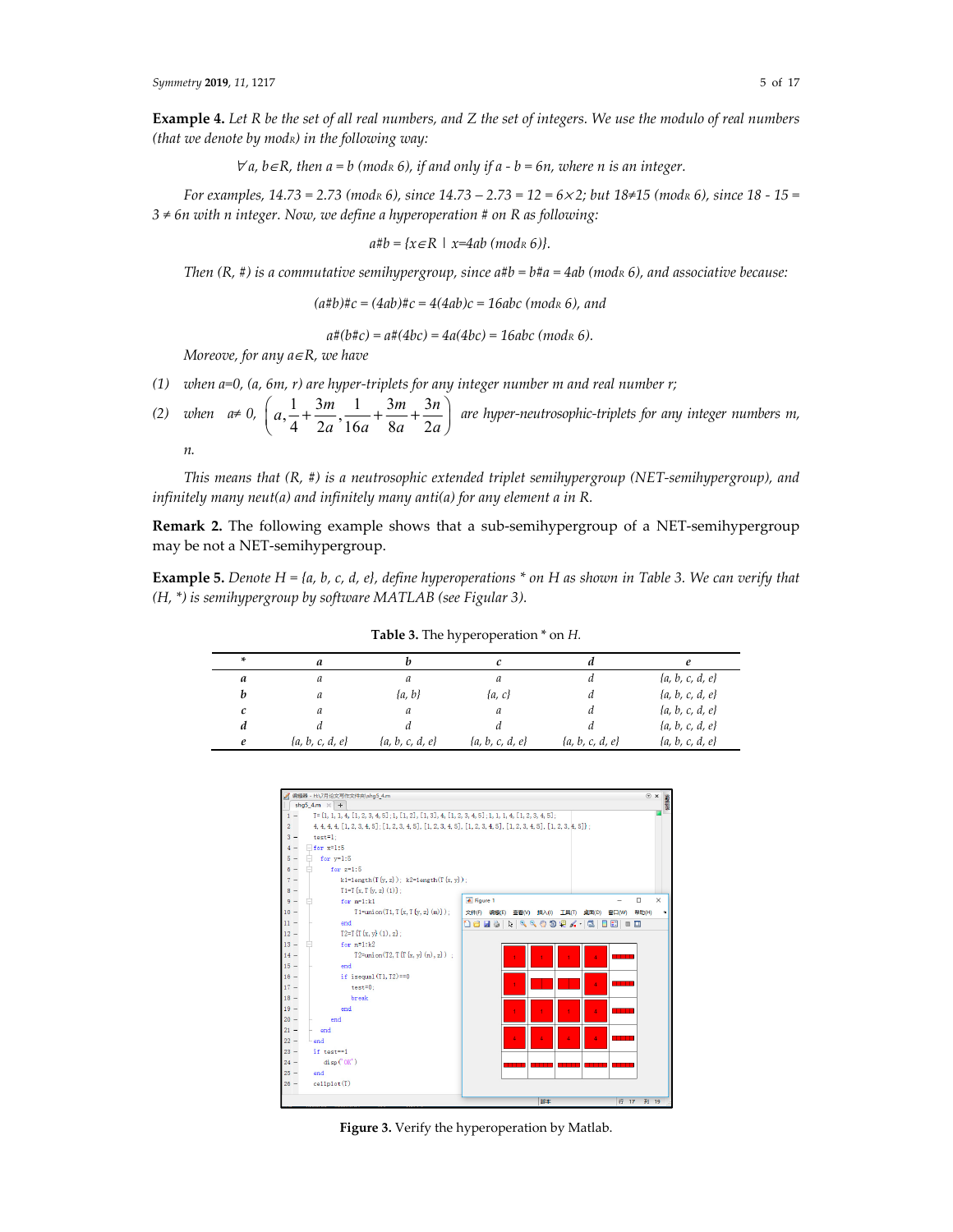**Example 4.** *Let R be the set of all real numbers, and Z the set of integers. We use the modulo of real numbers (that we denote by mod$_R$) in the following way:*

$$\forall a, b \in R, \text{ then } a = b \ (\text{mod}_R\ 6), \text{ if and only if } a - b = 6n, \text{ where } n \text{ is an integer.}$$

*For examples, 14.73 = 2.73 (mod$_R$ 6), since 14.73 − 2.73 = 12 = 6×2; but 18≠15 (mod$_R$ 6), since 18 - 15 = 3 ≠ 6n with n integer. Now, we define a hyperoperation # on R as following:*

$$a\#b = \{x \in R \mid x = 4ab \ (\text{mod}_R\ 6)\}.$$

*Then (R, #) is a commutative semihypergroup, since a#b = b#a = 4ab (mod$_R$ 6), and associative because:*

$$(a\#b)\#c = (4ab)\#c = 4(4ab)c = 16abc \ (\text{mod}_R\ 6), \text{ and}$$

$$a\#(b\#c) = a\#(4bc) = 4a(4bc) = 16abc \ (\text{mod}_R\ 6).$$

*Moreove, for any a∈R, we have*

(1) *when a=0, (a, 6m, r) are hyper-triplets for any integer number m and real number r;*

(2) *when a≠ 0,* $\left(a, \frac{1}{4}+\frac{3m}{2a}, \frac{1}{16a}+\frac{3m}{8a}+\frac{3n}{2a}\right)$ *are hyper-neutrosophic-triplets for any integer numbers m, n.*

*This means that (R, #) is a neutrosophic extended triplet semihypergroup (NET-semihypergroup), and infinitely many neut(a) and infinitely many anti(a) for any element a in R.*

**Remark 2.** The following example shows that a sub-semihypergroup of a NET-semihypergroup may be not a NET-semihypergroup.

**Example 5.** *Denote H = {a, b, c, d, e}, define hyperoperations * on H as shown in Table 3. We can verify that (H, *) is semihypergroup by software MATLAB (see Figular 3).*

**Table 3.** The hyperoperation * on H.

| * | a | b | c | d | e |
|---|---|---|---|---|---|
| **a** | a | a | a | d | {a, b, c, d, e} |
| **b** | a | {a, b} | {a, c} | d | {a, b, c, d, e} |
| **c** | a | a | a | d | {a, b, c, d, e} |
| **d** | d | d | d | d | {a, b, c, d, e} |
| **e** | {a, b, c, d, e} | {a, b, c, d, e} | {a, b, c, d, e} | {a, b, c, d, e} | {a, b, c, d, e} |

```
T={1,1,1,4,[1,2,3,4,5];1,[1,2],[1,3],4,[1,2,3,4,5];1,1,1,4,[1,2,3,4,5];
4,4,4,4,[1,2,3,4,5];[1,2,3,4,5],[1,2,3,4,5],[1,2,3,4,5],[1,2,3,4,5],[1,2,3,4,5]};
test=1;
for x=1:5
    for y=1:5
        for z=1:5
            k1=length(T{y,z}); k2=length(T{x,y});
            T1=T{x,T{y,z}(1)};
            for m=1:k1
                T1=union(T1,T{x,T{y,z}(m)});
            end
            T2=T{T{x,y}(1),z};
            for n=1:k2
                T2=union(T2,T{T{x,y}(n),z}) ;
            end
            if isequal(T1,T2)==0
                test=0;
                break
            end
        end
    end
end
if test==1
    disp('OK')
end
cellplot(T)
```

**Figure 3.** Verify the hyperoperation by Matlab.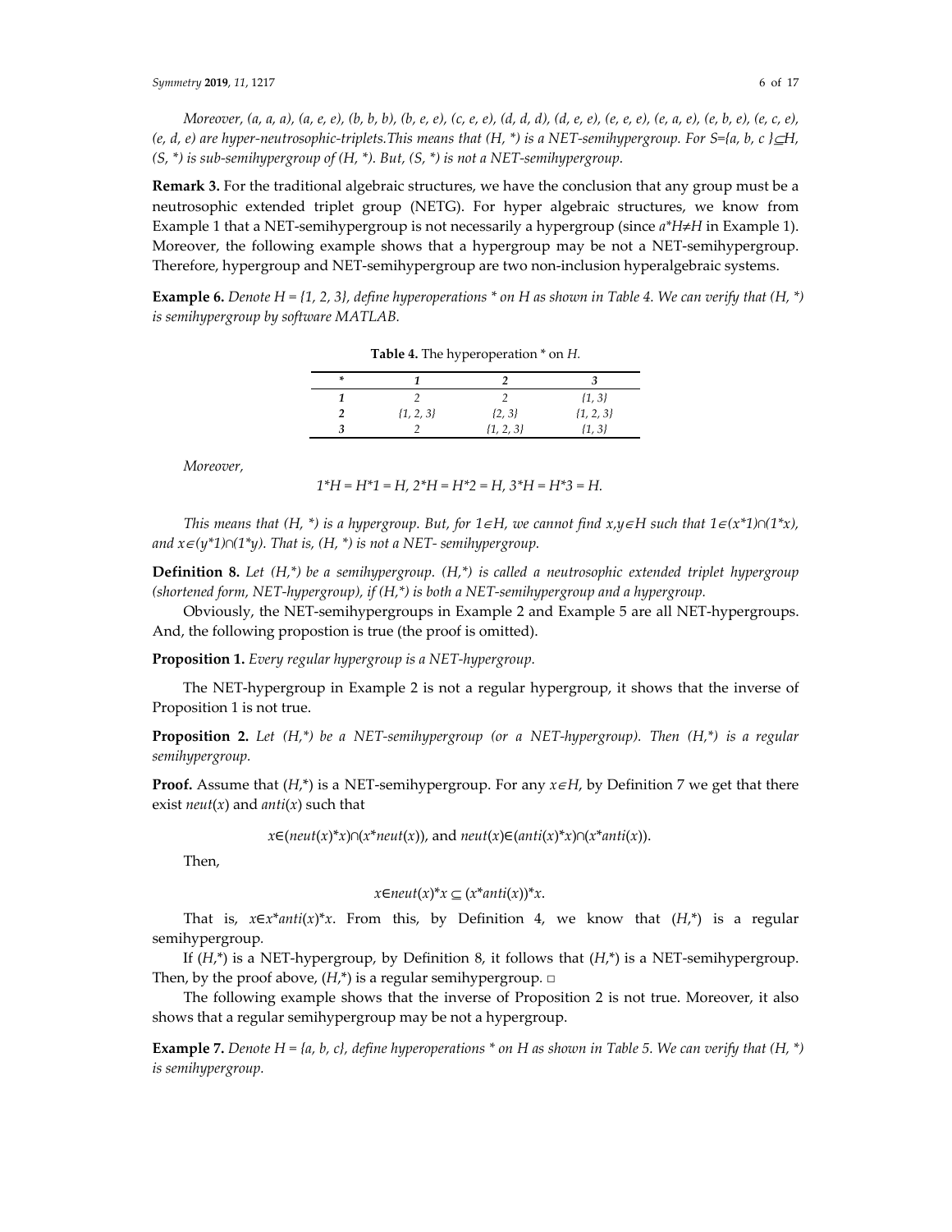*Moreover, (a, a, a), (a, e, e), (b, b, b), (b, e, e), (c, e, e), (d, d, d), (d, e, e), (e, e, e), (e, a, e), (e, b, e), (e, c, e), (e, d, e) are hyper-neutrosophic-triplets.This means that (H, \*) is a NET-semihypergroup. For S={a, b, c }⊆H, (S, \*) is sub-semihypergroup of (H, \*). But, (S, \*) is not a NET-semihypergroup.*

**Remark 3.** For the traditional algebraic structures, we have the conclusion that any group must be a neutrosophic extended triplet group (NETG). For hyper algebraic structures, we know from Example 1 that a NET-semihypergroup is not necessarily a hypergroup (since $a*H \neq H$ in Example 1). Moreover, the following example shows that a hypergroup may be not a NET-semihypergroup. Therefore, hypergroup and NET-semihypergroup are two non-inclusion hyperalgebraic systems.

**Example 6.** *Denote H = {1, 2, 3}, define hyperoperations \* on H as shown in Table 4. We can verify that (H, \*) is semihypergroup by software MATLAB.*

**Table 4.** The hyperoperation \* on *H.*

| * | 1 | 2 | 3 |
|---|---|---|---|
| **1** | 2 | 2 | {1, 3} |
| **2** | {1, 2, 3} | {2, 3} | {1, 2, 3} |
| **3** | 2 | {1, 2, 3} | {1, 3} |

*Moreover,*

$$1*H = H*1 = H,\ 2*H = H*2 = H,\ 3*H = H*3 = H.$$

*This means that (H, \*) is a hypergroup. But, for* $1 \in H$, *we cannot find* $x,y \in H$ *such that* $1 \in (x*1) \cap (1*x)$, *and* $x \in (y*1) \cap (1*y)$. *That is, (H, \*) is not a NET- semihypergroup.*

**Definition 8.** *Let (H,\*) be a semihypergroup. (H,\*) is called a neutrosophic extended triplet hypergroup (shortened form, NET-hypergroup), if (H,\*) is both a NET-semihypergroup and a hypergroup.*

Obviously, the NET-semihypergroups in Example 2 and Example 5 are all NET-hypergroups. And, the following propostion is true (the proof is omitted).

**Proposition 1.** *Every regular hypergroup is a NET-hypergroup.*

The NET-hypergroup in Example 2 is not a regular hypergroup, it shows that the inverse of Proposition 1 is not true.

**Proposition 2.** *Let (H,\*) be a NET-semihypergroup (or a NET-hypergroup). Then (H,\*) is a regular semihypergroup.*

**Proof.** Assume that (*H*,\*) is a NET-semihypergroup. For any $x \in H$, by Definition 7 we get that there exist *neut*(*x*) and *anti*(*x*) such that

$$x \in (neut(x)*x) \cap (x*neut(x)), \text{ and } neut(x) \in (anti(x)*x) \cap (x*anti(x)).$$

Then,

$$x \in neut(x)*x \subseteq (x*anti(x))*x.$$

That is, $x \in x*anti(x)*x$. From this, by Definition 4, we know that (*H*,\*) is a regular semihypergroup.

If (*H*,\*) is a NET-hypergroup, by Definition 8, it follows that (*H*,\*) is a NET-semihypergroup. Then, by the proof above, (*H*,\*) is a regular semihypergroup. □

The following example shows that the inverse of Proposition 2 is not true. Moreover, it also shows that a regular semihypergroup may be not a hypergroup.

**Example 7.** *Denote H = {a, b, c}, define hyperoperations \* on H as shown in Table 5. We can verify that (H, \*) is semihypergroup.*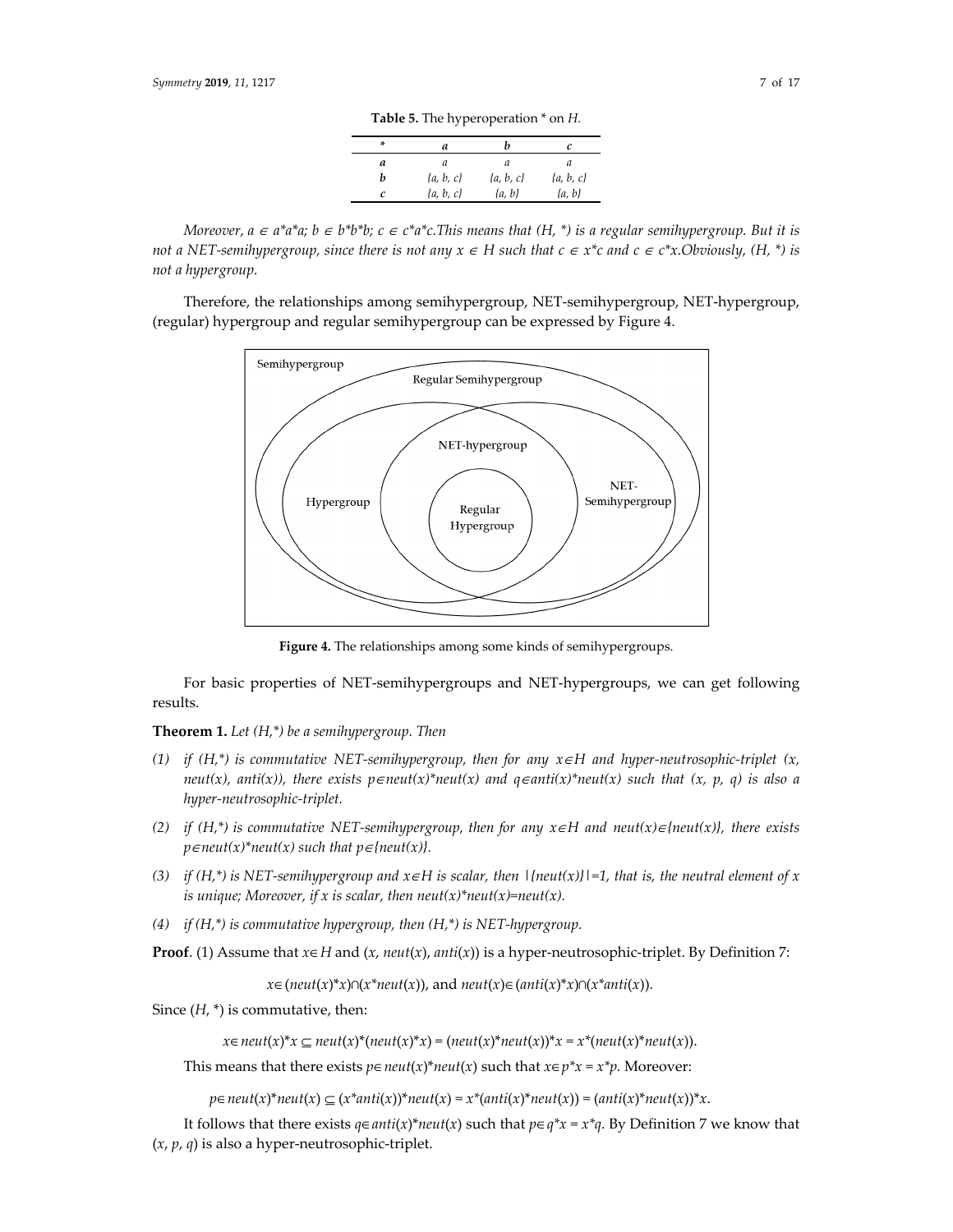**Table 5.** The hyperoperation * on $H$.

| * | $a$ | $b$ | $c$ |
|---|---|---|---|
| $a$ | $a$ | $a$ | $a$ |
| $b$ | $\{a, b, c\}$ | $\{a, b, c\}$ | $\{a, b, c\}$ |
| $c$ | $\{a, b, c\}$ | $\{a, b\}$ | $\{a, b\}$ |

*Moreover, $a \in a*a*a$; $b \in b*b*b$; $c \in c*a*c$. This means that $(H, *)$ is a regular semihypergroup. But it is not a NET-semihypergroup, since there is not any $x \in H$ such that $c \in x*c$ and $c \in c*x$. Obviously, $(H, *)$ is not a hypergroup.*

Therefore, the relationships among semihypergroup, NET-semihypergroup, NET-hypergroup, (regular) hypergroup and regular semihypergroup can be expressed by Figure 4.

**Figure 4.** The relationships among some kinds of semihypergroups.

For basic properties of NET-semihypergroups and NET-hypergroups, we can get following results.

**Theorem 1.** *Let $(H,*)$ be a semihypergroup. Then*

1. *if $(H,*)$ is commutative NET-semihypergroup, then for any $x \in H$ and hyper-neutrosophic-triplet $(x, neut(x), anti(x))$, there exists $p \in neut(x)*neut(x)$ and $q \in anti(x)*neut(x)$ such that $(x, p, q)$ is also a hyper-neutrosophic-triplet.*
2. *if $(H,*)$ is commutative NET-semihypergroup, then for any $x \in H$ and $neut(x) \in \{neut(x)\}$, there exists $p \in neut(x)*neut(x)$ such that $p \in \{neut(x)\}$.*
3. *if $(H,*)$ is NET-semihypergroup and $x \in H$ is scalar, then $|\{neut(x)\}|=1$, that is, the neutral element of $x$ is unique; Moreover, if $x$ is scalar, then $neut(x)*neut(x)=neut(x)$.*
4. *if $(H,*)$ is commutative hypergroup, then $(H,*)$ is NET-hypergroup.*

**Proof**. (1) Assume that $x \in H$ and $(x, neut(x), anti(x))$ is a hyper-neutrosophic-triplet. By Definition 7:

$$x \in (neut(x)*x) \cap (x*neut(x)), \text{ and } neut(x) \in (anti(x)*x) \cap (x*anti(x)).$$

Since $(H, *)$ is commutative, then:

$$x \in neut(x)*x \subseteq neut(x)*(neut(x)*x) = (neut(x)*neut(x))*x = x*(neut(x)*neut(x)).$$

This means that there exists $p \in neut(x)*neut(x)$ such that $x \in p*x = x*p$. Moreover:

$$p \in neut(x)*neut(x) \subseteq (x*anti(x))*neut(x) = x*(anti(x)*neut(x)) = (anti(x)*neut(x))*x.$$

It follows that there exists $q \in anti(x)*neut(x)$ such that $p \in q*x = x*q$. By Definition 7 we know that $(x, p, q)$ is also a hyper-neutrosophic-triplet.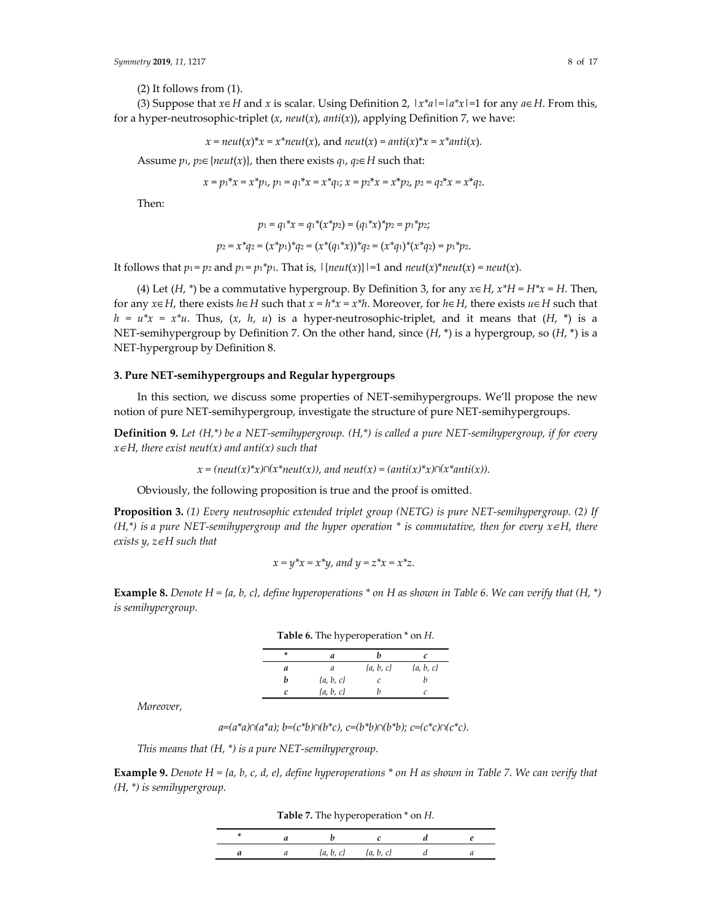(2) It follows from (1).

(3) Suppose that $x \in H$ and $x$ is scalar. Using Definition 2, $|x*a|=|a*x|=1$ for any $a \in H$. From this, for a hyper-neutrosophic-triplet ($x$, $neut(x)$, $anti(x)$), applying Definition 7, we have:

$$x = neut(x)*x = x*neut(x), \text{ and } neut(x) = anti(x)*x = x*anti(x).$$

Assume $p_1, p_2 \in \{neut(x)\}$, then there exists $q_1, q_2 \in H$ such that:

$$x = p_1*x = x*p_1,\ p_1 = q_1*x = x*q_1;\ x = p_2*x = x*p_2,\ p_2 = q_2*x = x*q_2.$$

Then:

$$p_1 = q_1*x = q_1*(x*p_2) = (q_1*x)*p_2 = p_1*p_2;$$

$$p_2 = x*q_2 = (x*p_1)*q_2 = (x*(q_1*x))*q_2 = (x*q_1)*(x*q_2) = p_1*p_2.$$

It follows that $p_1 = p_2$ and $p_1 = p_1*p_1$. That is, $|\{neut(x)\}|=1$ and $neut(x)*neut(x) = neut(x)$.

(4) Let ($H$, $*$) be a commutative hypergroup. By Definition 3, for any $x \in H$, $x*H = H*x = H$. Then, for any $x \in H$, there exists $h \in H$ such that $x = h*x = x*h$. Moreover, for $h \in H$, there exists $u \in H$ such that $h = u*x = x*u$. Thus, ($x$, $h$, $u$) is a hyper-neutrosophic-triplet, and it means that ($H$, $*$) is a NET-semihypergroup by Definition 7. On the other hand, since ($H$, $*$) is a hypergroup, so ($H$, $*$) is a NET-hypergroup by Definition 8.

## 3. Pure NET-semihypergroups and Regular hypergroups

In this section, we discuss some properties of NET-semihypergroups. We'll propose the new notion of pure NET-semihypergroup, investigate the structure of pure NET-semihypergroups.

**Definition 9.** *Let $(H,*)$ be a NET-semihypergroup. $(H,*)$ is called a pure NET-semihypergroup, if for every $x \in H$, there exist $neut(x)$ and $anti(x)$ such that*

$$x = (neut(x)*x) \cap (x*neut(x)), \text{ and } neut(x) = (anti(x)*x) \cap (x*anti(x)).$$

Obviously, the following proposition is true and the proof is omitted.

**Proposition 3.** *(1) Every neutrosophic extended triplet group (NETG) is pure NET-semihypergroup. (2) If $(H,*)$ is a pure NET-semihypergroup and the hyper operation $*$ is commutative, then for every $x \in H$, there exists $y, z \in H$ such that*

$$x = y*x = x*y, \text{ and } y = z*x = x*z.$$

**Example 8.** *Denote $H = \{a, b, c\}$, define hyperoperations $*$ on $H$ as shown in Table 6. We can verify that $(H, *)$ is semihypergroup.*

**Table 6.** The hyperoperation $*$ on $H$.

| * | a | b | c |
|---|---|---|---|
| **a** | a | {a, b, c} | {a, b, c} |
| **b** | {a, b, c} | c | b |
| **c** | {a, b, c} | b | c |

*Moreover,*

$$a=(a*a)\cap(a*a);\ b=(c*b)\cap(b*c),\ c=(b*b)\cap(b*b);\ c=(c*c)\cap(c*c).$$

*This means that $(H, *)$ is a pure NET-semihypergroup.*

**Example 9.** *Denote $H = \{a, b, c, d, e\}$, define hyperoperations $*$ on $H$ as shown in Table 7. We can verify that $(H, *)$ is semihypergroup.*

**Table 7.** The hyperoperation $*$ on $H$.

| * | a | b | c | d | e |
|---|---|---|---|---|---|
| **a** | a | {a, b, c} | {a, b, c} | d | a |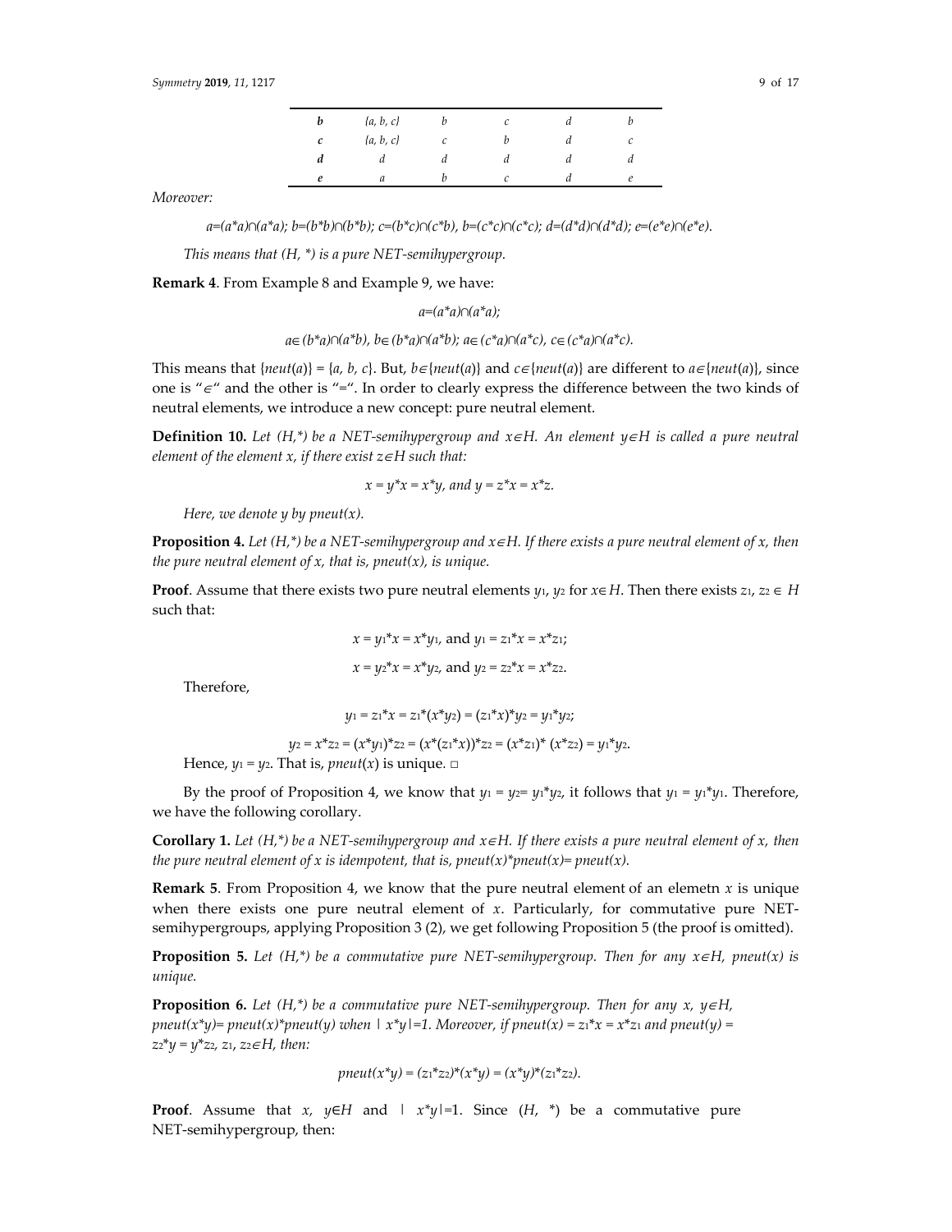| b | {a, b, c} | b | c | d | b |
|---|---|---|---|---|---|
| c | {a, b, c} | c | b | d | c |
| d | d | d | d | d | d |
| e | a | b | c | d | e |

*Moreover:*

$$a=(a*a)\cap(a*a);\ b=(b*b)\cap(b*b);\ c=(b*c)\cap(c*b),\ b=(c*c)\cap(c*c);\ d=(d*d)\cap(d*d);\ e=(e*e)\cap(e*e).$$

*This means that (H, \*) is a pure NET-semihypergroup.*

**Remark 4**. From Example 8 and Example 9, we have:

$$a=(a*a)\cap(a*a);$$

$$a\in(b*a)\cap(a*b),\ b\in(b*a)\cap(a*b);\ a\in(c*a)\cap(a*c),\ c\in(c*a)\cap(a*c).$$

This means that $\{neut(a)\} = \{a, b, c\}$. But, $b\in\{neut(a)\}$ and $c\in\{neut(a)\}$ are different to $a\in\{neut(a)\}$, since one is "$\in$" and the other is "=". In order to clearly express the difference between the two kinds of neutral elements, we introduce a new concept: pure neutral element.

**Definition 10.** *Let (H,\*) be a NET-semihypergroup and $x\in H$. An element $y\in H$ is called a pure neutral element of the element x, if there exist $z\in H$ such that:*

$$x = y*x = x*y, \text{ and } y = z*x = x*z.$$

*Here, we denote y by pneut(x).*

**Proposition 4.** *Let (H,\*) be a NET-semihypergroup and $x\in H$. If there exists a pure neutral element of x, then the pure neutral element of x, that is, pneut(x), is unique.*

**Proof**. Assume that there exists two pure neutral elements $y_1$, $y_2$ for $x\in H$. Then there exists $z_1, z_2 \in H$ such that:

$$x = y_1*x = x*y_1, \text{ and } y_1 = z_1*x = x*z_1;$$

$$x = y_2*x = x*y_2, \text{ and } y_2 = z_2*x = x*z_2.$$

Therefore,

$$y_1 = z_1*x = z_1*(x*y_2) = (z_1*x)*y_2 = y_1*y_2;$$

$$y_2 = x*z_2 = (x*y_1)*z_2 = (x*(z_1*x))*z_2 = (x*z_1)*(x*z_2) = y_1*y_2.$$

Hence, $y_1 = y_2$. That is, $pneut(x)$ is unique. □

By the proof of Proposition 4, we know that $y_1 = y_2 = y_1*y_2$, it follows that $y_1 = y_1*y_1$. Therefore, we have the following corollary.

**Corollary 1.** *Let (H,\*) be a NET-semihypergroup and $x\in H$. If there exists a pure neutral element of x, then the pure neutral element of x is idempotent, that is, pneut(x)\*pneut(x)= pneut(x).*

**Remark 5**. From Proposition 4, we know that the pure neutral element of an elemetn $x$ is unique when there exists one pure neutral element of $x$. Particularly, for commutative pure NET-semihypergroups, applying Proposition 3 (2), we get following Proposition 5 (the proof is omitted).

**Proposition 5.** *Let (H,\*) be a commutative pure NET-semihypergroup. Then for any $x\in H$, pneut(x) is unique.*

**Proposition 6.** *Let (H,\*) be a commutative pure NET-semihypergroup. Then for any $x, y\in H$, $pneut(x*y)= pneut(x)*pneut(y)$ when $|x*y|=1$. Moreover, if $pneut(x) = z_1*x = x*z_1$ and $pneut(y) = z_2*y = y*z_2$, $z_1, z_2\in H$, then:*

$$pneut(x*y) = (z_1*z_2)*(x*y) = (x*y)*(z_1*z_2).$$

**Proof**. Assume that $x, y\in H$ and $|x*y|=1$. Since $(H, *)$ be a commutative pure NET-semihypergroup, then: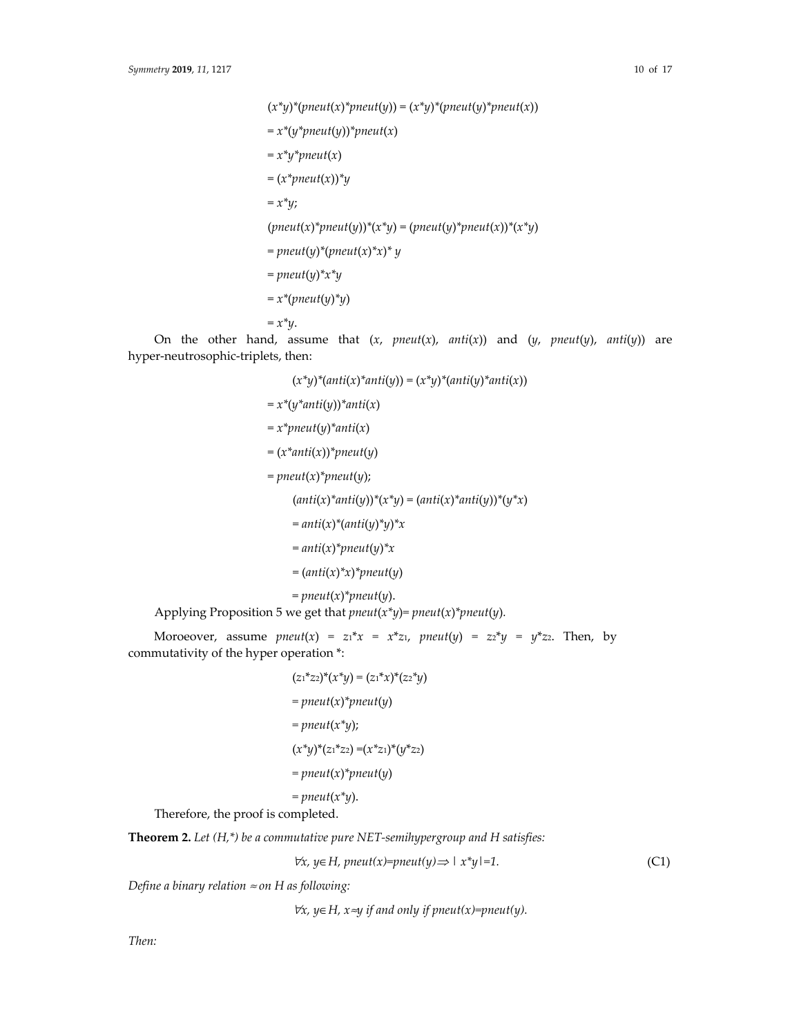$$(x*y)*(pneut(x)*pneut(y)) = (x*y)*(pneut(y)*pneut(x))$$
$$= x*(y*pneut(y))*pneut(x)$$
$$= x*y*pneut(x)$$
$$= (x*pneut(x))*y$$
$$= x*y;$$
$$(pneut(x)*pneut(y))*(x*y) = (pneut(y)*pneut(x))*(x*y)$$
$$= pneut(y)*(pneut(x)*x)* y$$
$$= pneut(y)*x*y$$
$$= x*(pneut(y)*y)$$
$$= x*y.$$

On the other hand, assume that $(x, pneut(x), anti(x))$ and $(y, pneut(y), anti(y))$ are hyper-neutrosophic-triplets, then:

$$(x*y)*(anti(x)*anti(y)) = (x*y)*(anti(y)*anti(x))$$
$$= x*(y*anti(y))*anti(x)$$
$$= x*pneut(y)*anti(x)$$
$$= (x*anti(x))*pneut(y)$$
$$= pneut(x)*pneut(y);$$
$$(anti(x)*anti(y))*(x*y) = (anti(x)*anti(y))*(y*x)$$
$$= anti(x)*(anti(y)*y)*x$$
$$= anti(x)*pneut(y)*x$$
$$= (anti(x)*x)*pneut(y)$$
$$= pneut(x)*pneut(y).$$

Applying Proposition 5 we get that $pneut(x*y)= pneut(x)*pneut(y)$.

Moroeover, assume $pneut(x) = z_1*x = x*z_1$, $pneut(y) = z_2*y = y*z_2$. Then, by commutativity of the hyper operation *:

$$(z_1*z_2)*(x*y) = (z_1*x)*(z_2*y)$$
$$= pneut(x)*pneut(y)$$
$$= pneut(x*y);$$
$$(x*y)*(z_1*z_2) =(x*z_1)*(y*z_2)$$
$$= pneut(x)*pneut(y)$$
$$= pneut(x*y).$$

Therefore, the proof is completed.

**Theorem 2.** *Let (H,\*) be a commutative pure NET-semihypergroup and H satisfies:*

$$\forall x,\ y\in H,\ pneut(x)=pneut(y)\Rightarrow |\ x*y|=1. \tag{C1}$$

*Define a binary relation $\approx$ on H as following:*

$$\forall x,\ y\in H,\ x\approx y \text{ if and only if } pneut(x)=pneut(y).$$

*Then:*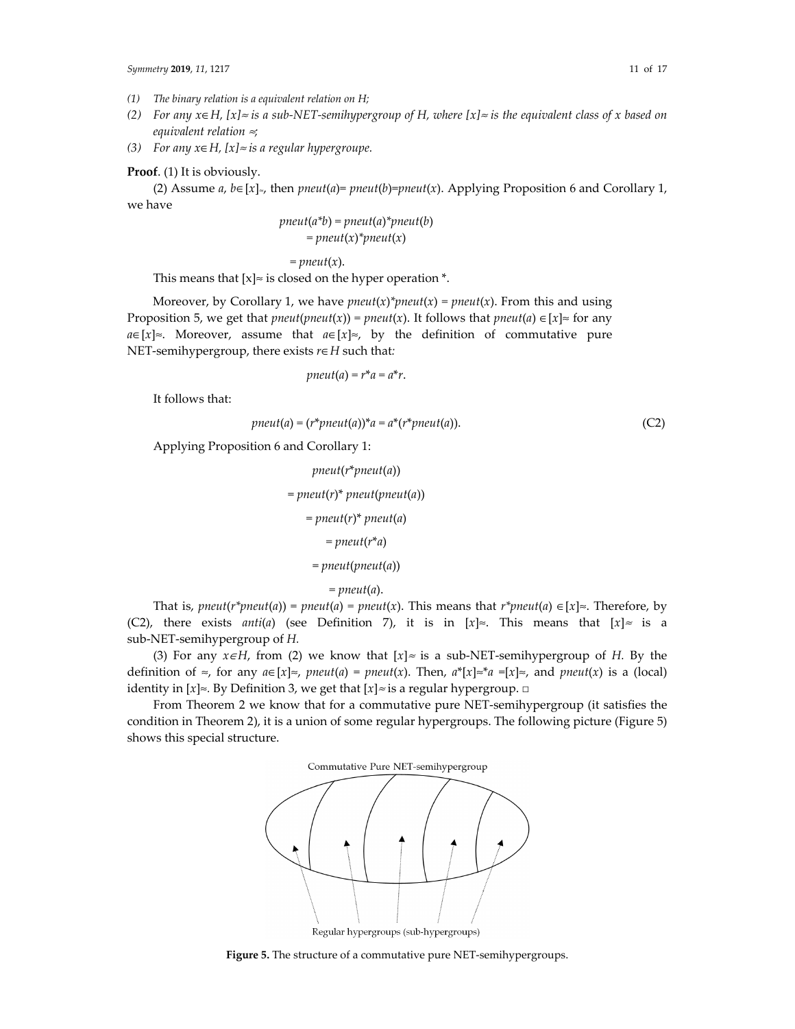(1) *The binary relation is a equivalent relation on H;*

(2) *For any $x \in H$, $[x]_{\approx}$ is a sub-NET-semihypergroup of H, where $[x]_{\approx}$ is the equivalent class of x based on equivalent relation $\approx$;*

(3) *For any $x \in H$, $[x]_{\approx}$ is a regular hypergroupe.*

**Proof**. (1) It is obviously.

(2) Assume $a, b \in [x]_{\approx}$, then $pneut(a) = pneut(b) = pneut(x)$. Applying Proposition 6 and Corollary 1, we have

$$
\begin{aligned}
pneut(a*b) &= pneut(a)*pneut(b) \\
&= pneut(x)*pneut(x) \\
&= pneut(x).
\end{aligned}
$$

This means that $[x]_{\approx}$ is closed on the hyper operation *.

Moreover, by Corollary 1, we have $pneut(x)*pneut(x) = pneut(x)$. From this and using Proposition 5, we get that $pneut(pneut(x)) = pneut(x)$. It follows that $pneut(a) \in [x]_{\approx}$ for any $a \in [x]_{\approx}$. Moreover, assume that $a \in [x]_{\approx}$, by the definition of commutative pure NET-semihypergroup, there exists $r \in H$ such that:

$$pneut(a) = r*a = a*r.$$

It follows that:

$$pneut(a) = (r*pneut(a))*a = a*(r*pneut(a)). \tag{C2}$$

Applying Proposition 6 and Corollary 1:

$$
\begin{aligned}
& pneut(r*pneut(a)) \\
&= pneut(r)*pneut(pneut(a)) \\
&= pneut(r)*pneut(a) \\
&= pneut(r*a) \\
&= pneut(pneut(a)) \\
&= pneut(a).
\end{aligned}
$$

That is, $pneut(r*pneut(a)) = pneut(a) = pneut(x)$. This means that $r*pneut(a) \in [x]_{\approx}$. Therefore, by (C2), there exists $anti(a)$ (see Definition 7), it is in $[x]_{\approx}$. This means that $[x]_{\approx}$ is a sub-NET-semihypergroup of *H*.

(3) For any $x \in H$, from (2) we know that $[x]_{\approx}$ is a sub-NET-semihypergroup of *H*. By the definition of $\approx$, for any $a \in [x]_{\approx}$, $pneut(a) = pneut(x)$. Then, $a*[x]_{\approx}*a = [x]_{\approx}$, and $pneut(x)$ is a (local) identity in $[x]_{\approx}$. By Definition 3, we get that $[x]_{\approx}$ is a regular hypergroup. □

From Theorem 2 we know that for a commutative pure NET-semihypergroup (it satisfies the condition in Theorem 2), it is a union of some regular hypergroups. The following picture (Figure 5) shows this special structure.

Commutative Pure NET-semihypergroup

Regular hypergroups (sub-hypergroups)

**Figure 5.** The structure of a commutative pure NET-semihypergroups.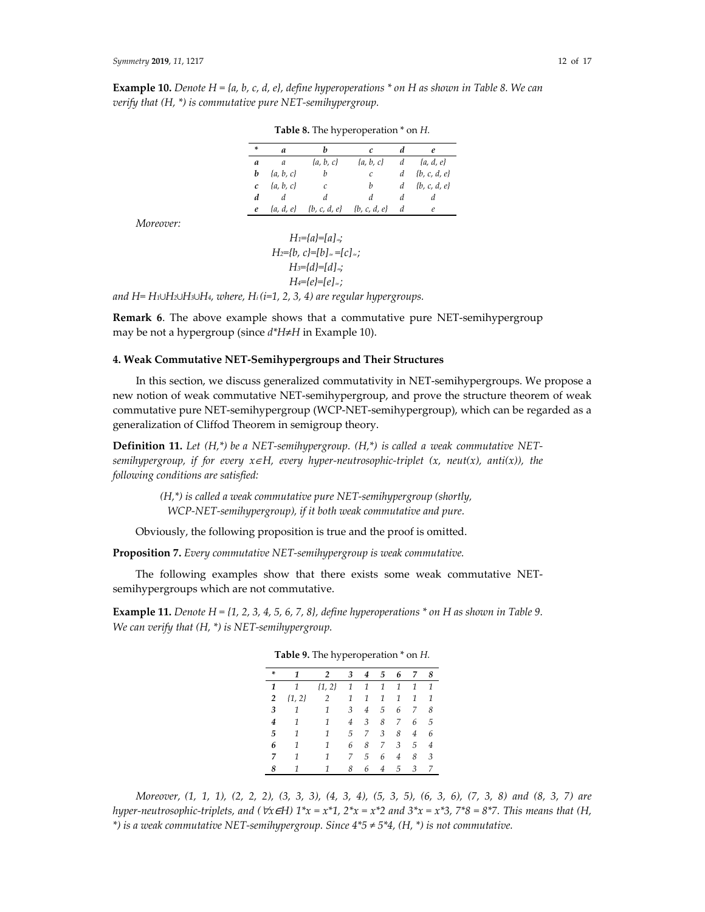**Example 10.** *Denote $H = \{a, b, c, d, e\}$, define hyperoperations * on H as shown in Table 8. We can verify that (H, *) is commutative pure NET-semihypergroup.*

**Table 8.** The hyperoperation * on *H*.

| * | *a* | *b* | *c* | *d* | *e* |
|---|---|---|---|---|---|
| ***a*** | *a* | *{a, b, c}* | *{a, b, c}* | *d* | *{a, d, e}* |
| ***b*** | *{a, b, c}* | *b* | *c* | *d* | *{b, c, d, e}* |
| ***c*** | *{a, b, c}* | *c* | *b* | *d* | *{b, c, d, e}* |
| ***d*** | *d* | *d* | *d* | *d* | *d* |
| ***e*** | *{a, d, e}* | *{b, c, d, e}* | *{b, c, d, e}* | *d* | *e* |

*Moreover:*

$$H_1=\{a\}=[a]_{\approx};$$
$$H_2=\{b, c\}=[b]_{\approx}=[c]_{\approx};$$
$$H_3=\{d\}=[d]_{\approx};$$
$$H_4=\{e\}=[e]_{\approx};$$

*and $H= H_1 \cup H_2 \cup H_3 \cup H_4$, where, $H_i$ (i=1, 2, 3, 4) are regular hypergroups.*

**Remark 6**. The above example shows that a commutative pure NET-semihypergroup may be not a hypergroup (since $d*H \neq H$ in Example 10).

## 4. Weak Commutative NET-Semihypergroups and Their Structures

In this section, we discuss generalized commutativity in NET-semihypergroups. We propose a new notion of weak commutative NET-semihypergroup, and prove the structure theorem of weak commutative pure NET-semihypergroup (WCP-NET-semihypergroup), which can be regarded as a generalization of Cliffod Theorem in semigroup theory.

**Definition 11.** *Let (H,*) be a NET-semihypergroup. (H,*) is called a weak commutative NET-semihypergroup, if for every $x \in H$, every hyper-neutrosophic-triplet (x, neut(x), anti(x)), the following conditions are satisfied:*

*(H,*) is called a weak commutative pure NET-semihypergroup (shortly, WCP-NET-semihypergroup), if it both weak commutative and pure.*

Obviously, the following proposition is true and the proof is omitted.

**Proposition 7.** *Every commutative NET-semihypergroup is weak commutative.*

The following examples show that there exists some weak commutative NET-semihypergroups which are not commutative.

**Example 11.** *Denote $H = \{1, 2, 3, 4, 5, 6, 7, 8\}$, define hyperoperations * on H as shown in Table 9. We can verify that (H, *) is NET-semihypergroup.*

**Table 9.** The hyperoperation * on *H*.

| * | 1 | 2 | 3 | 4 | 5 | 6 | 7 | 8 |
|---|---|---|---|---|---|---|---|---|
| **1** | 1 | {1, 2} | 1 | 1 | 1 | 1 | 1 | 1 |
| **2** | {1, 2} | 2 | 1 | 1 | 1 | 1 | 1 | 1 |
| **3** | 1 | 1 | 3 | 4 | 5 | 6 | 7 | 8 |
| **4** | 1 | 1 | 4 | 3 | 8 | 7 | 6 | 5 |
| **5** | 1 | 1 | 5 | 7 | 3 | 8 | 4 | 6 |
| **6** | 1 | 1 | 6 | 8 | 7 | 3 | 5 | 4 |
| **7** | 1 | 1 | 7 | 5 | 6 | 4 | 8 | 3 |
| **8** | 1 | 1 | 8 | 6 | 4 | 5 | 3 | 7 |

*Moreover, (1, 1, 1), (2, 2, 2), (3, 3, 3), (4, 3, 4), (5, 3, 5), (6, 3, 6), (7, 3, 8) and (8, 3, 7) are hyper-neutrosophic-triplets, and ($\forall x \in H$) $1*x = x*1$, $2*x = x*2$ and $3*x = x*3$, $7*8 = 8*7$. This means that (H, *) is a weak commutative NET-semihypergroup. Since $4*5 \neq 5*4$, (H, *) is not commutative.*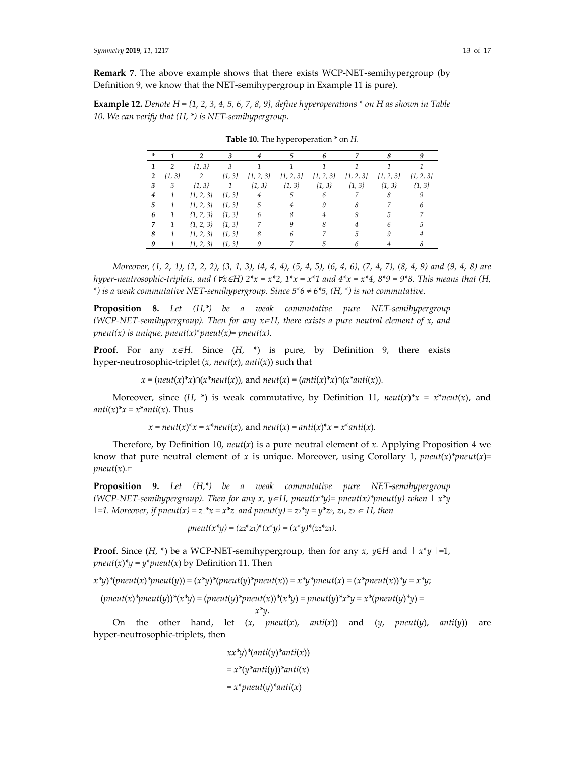**Remark 7**. The above example shows that there exists WCP-NET-semihypergroup (by Definition 9, we know that the NET-semihypergroup in Example 11 is pure).

**Example 12.** *Denote H = {1, 2, 3, 4, 5, 6, 7, 8, 9}, define hyperoperations \* on H as shown in Table 10. We can verify that (H, \*) is NET-semihypergroup.*

**Table 10.** The hyperoperation * on *H*.

| * | 1 | 2 | 3 | 4 | 5 | 6 | 7 | 8 | 9 |
|---|---|---|---|---|---|---|---|---|---|
| **1** | 2 | {1, 3} | 3 | 1 | 1 | 1 | 1 | 1 | 1 |
| **2** | {1, 3} | 2 | {1, 3} | {1, 2, 3} | {1, 2, 3} | {1, 2, 3} | {1, 2, 3} | {1, 2, 3} | {1, 2, 3} |
| **3** | 3 | {1, 3} | 1 | {1, 3} | {1, 3} | {1, 3} | {1, 3} | {1, 3} | {1, 3} |
| **4** | 1 | {1, 2, 3} | {1, 3} | 4 | 5 | 6 | 7 | 8 | 9 |
| **5** | 1 | {1, 2, 3} | {1, 3} | 5 | 4 | 9 | 8 | 7 | 6 |
| **6** | 1 | {1, 2, 3} | {1, 3} | 6 | 8 | 4 | 9 | 5 | 7 |
| **7** | 1 | {1, 2, 3} | {1, 3} | 7 | 9 | 8 | 4 | 6 | 5 |
| **8** | 1 | {1, 2, 3} | {1, 3} | 8 | 6 | 7 | 5 | 9 | 4 |
| **9** | 1 | {1, 2, 3} | {1, 3} | 9 | 7 | 5 | 6 | 4 | 8 |

*Moreover, (1, 2, 1), (2, 2, 2), (3, 1, 3), (4, 4, 4), (5, 4, 5), (6, 4, 6), (7, 4, 7), (8, 4, 9) and (9, 4, 8) are hyper-neutrosophic-triplets, and (*$\forall x\in H$*) 2\*x = x\*2, 1\*x = x\*1 and 4\*x = x\*4, 8\*9 = 9\*8. This means that (H, \*) is a weak commutative NET-semihypergroup. Since 5\*6 ≠ 6\*5, (H, \*) is not commutative.*

**Proposition 8.** *Let (H,\*) be a weak commutative pure NET-semihypergroup (WCP-NET-semihypergroup). Then for any* $x\in H$*, there exists a pure neutral element of x, and pneut(x) is unique, pneut(x)\*pneut(x)= pneut(x).*

**Proof**. For any $x\in H$. Since (*H*, \*) is pure, by Definition 9, there exists hyper-neutrosophic-triplet (*x*, *neut*(*x*), *anti*(*x*)) such that

$$x = (neut(x)*x)\cap(x*neut(x)), \text{ and } neut(x) = (anti(x)*x)\cap(x*anti(x)).$$

Moreover, since (*H*, \*) is weak commutative, by Definition 11, *neut*(*x*)\**x* = *x*\**neut*(*x*), and *anti*(*x*)\**x* = *x*\**anti*(*x*). Thus

$$x = neut(x)*x = x*neut(x), \text{ and } neut(x) = anti(x)*x = x*anti(x).$$

Therefore, by Definition 10, *neut*(*x*) is a pure neutral element of *x.* Applying Proposition 4 we know that pure neutral element of *x* is unique. Moreover, using Corollary 1, *pneut*(*x*)\**pneut*(*x*)= *pneut*(*x*).□

**Proposition 9.** *Let (H,\*) be a weak commutative pure NET-semihypergroup (WCP-NET-semihypergroup). Then for any x,* $y\in H$*, pneut(x\*y)= pneut(x)\*pneut(y) when | x\*y |=1. Moreover, if pneut(x) =* $z_1*x = x*z_1$ *and pneut(y) =* $z_2*y = y*z_2$*,* $z_1, z_2 \in H$*, then*

$$pneut(x*y) = (z_2*z_1)*(x*y) = (x*y)*(z_2*z_1).$$

**Proof**. Since (*H*, \*) be a WCP-NET-semihypergroup, then for any *x*, $y\in H$ and | *x*\**y* |=1, *pneut*(*x*)\**y* = *y*\**pneut*(*x*) by Definition 11. Then

*x*\**y*)\*(*pneut*(*x*)\**pneut*(*y*)) = (*x*\**y*)\*(*pneut*(*y*)\**pneut*(*x*)) = *x*\**y*\**pneut*(*x*) = (*x*\**pneut*(*x*))\**y* = *x*\**y*;

(*pneut*(*x*)\**pneut*(*y*))\*(*x*\**y*) = (*pneut*(*y*)\**pneut*(*x*))\*(*x*\**y*) = *pneut*(*y*)\**x*\**y* = *x*\*(*pneut*(*y*)\**y*) = *x*\**y*.

On the other hand, let (*x*, *pneut*(*x*), *anti*(*x*)) and (*y*, *pneut*(*y*), *anti*(*y*)) are hyper-neutrosophic-triplets, then

*xx*\**y*)\*(*anti*(*y*)\**anti*(*x*))

= *x*\*(*y*\**anti*(*y*))\**anti*(*x*)

= *x*\**pneut*(*y*)\**anti*(*x*)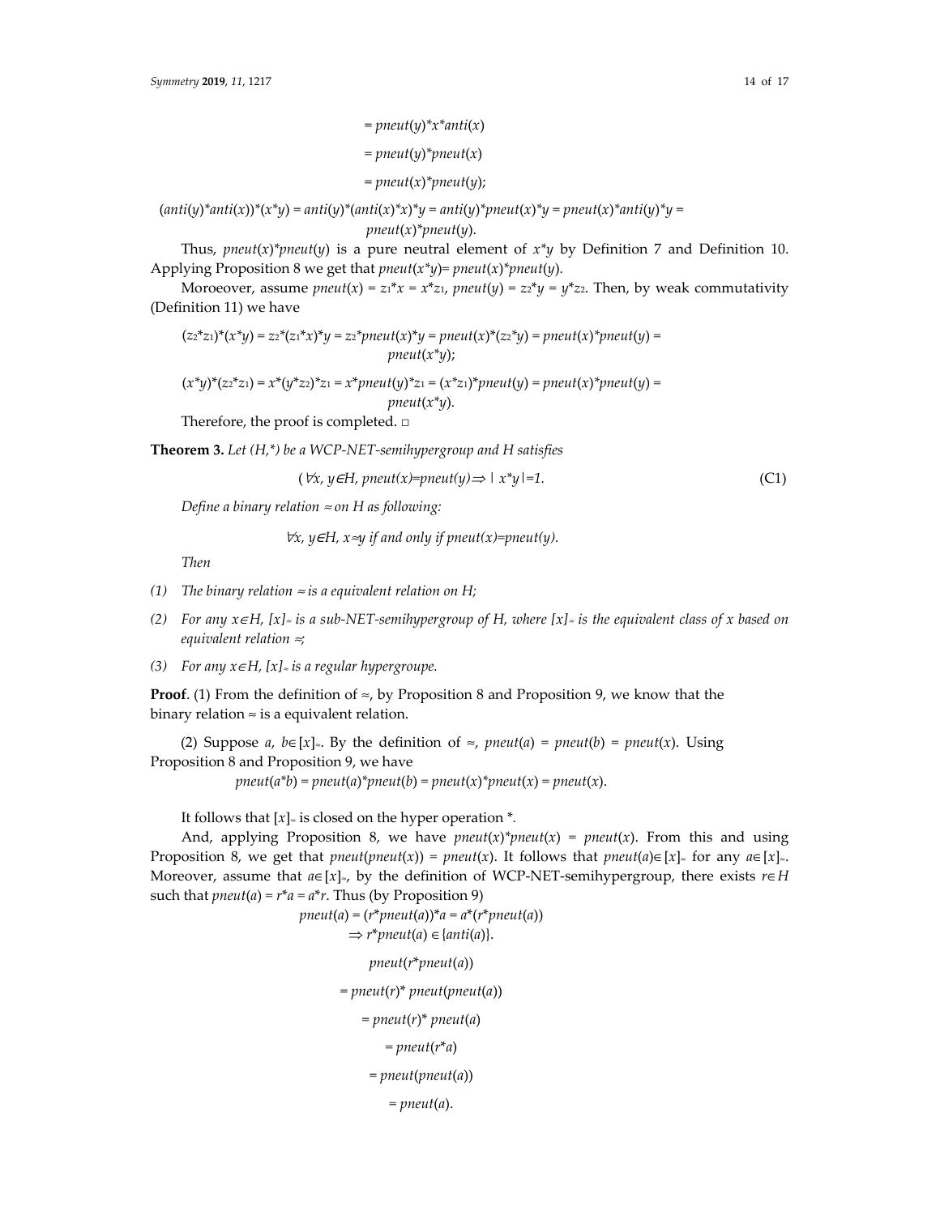$$= pneut(y)*x*anti(x)$$

$$= pneut(y)*pneut(x)$$

$$= pneut(x)*pneut(y);$$

$$(anti(y)*anti(x))*(x*y) = anti(y)*(anti(x)*x)*y = anti(y)*pneut(x)*y = pneut(x)*anti(y)*y = pneut(x)*pneut(y).$$

Thus, $pneut(x)*pneut(y)$ is a pure neutral element of $x*y$ by Definition 7 and Definition 10. Applying Proposition 8 we get that $pneut(x*y)= pneut(x)*pneut(y)$.

Moroeover, assume $pneut(x) = z_1*x = x*z_1$, $pneut(y) = z_2*y = y*z_2$. Then, by weak commutativity (Definition 11) we have

$$(z_2*z_1)*(x*y) = z_2*(z_1*x)*y = z_2*pneut(x)*y = pneut(x)*(z_2*y) = pneut(x)*pneut(y) = pneut(x*y);$$

$$(x*y)*(z_2*z_1) = x*(y*z_2)*z_1 = x*pneut(y)*z_1 = (x*z_1)*pneut(y) = pneut(x)*pneut(y) = pneut(x*y).$$

Therefore, the proof is completed. □

**Theorem 3.** *Let (H,\*) be a WCP-NET-semihypergroup and H satisfies*

$$(\forall x, y \in H, pneut(x)=pneut(y) \Rightarrow |x*y|=1. \tag{C1}$$

*Define a binary relation ≈ on H as following:*

$$\forall x, y \in H, x \approx y \text{ if and only if } pneut(x)=pneut(y).$$

*Then*

*(1) The binary relation ≈ is a equivalent relation on H;*

*(2) For any $x \in H$, $[x]_{\approx}$ is a sub-NET-semihypergroup of H, where $[x]_{\approx}$ is the equivalent class of x based on equivalent relation ≈;*

*(3) For any $x \in H$, $[x]_{\approx}$ is a regular hypergroupe.*

**Proof**. (1) From the definition of ≈, by Proposition 8 and Proposition 9, we know that the binary relation ≈ is a equivalent relation.

(2) Suppose $a, b \in [x]_{\approx}$. By the definition of ≈, $pneut(a) = pneut(b) = pneut(x)$. Using Proposition 8 and Proposition 9, we have

$$pneut(a*b) = pneut(a)*pneut(b) = pneut(x)*pneut(x) = pneut(x).$$

It follows that $[x]_{\approx}$ is closed on the hyper operation *.

And, applying Proposition 8, we have $pneut(x)*pneut(x) = pneut(x)$. From this and using Proposition 8, we get that $pneut(pneut(x)) = pneut(x)$. It follows that $pneut(a) \in [x]_{\approx}$ for any $a \in [x]_{\approx}$. Moreover, assume that $a \in [x]_{\approx}$, by the definition of WCP-NET-semihypergroup, there exists $r \in H$ such that $pneut(a) = r*a = a*r$. Thus (by Proposition 9)

$$pneut(a) = (r*pneut(a))*a = a*(r*pneut(a))$$

$$\Rightarrow r*pneut(a) \in \{anti(a)\}.$$

$$pneut(r*pneut(a))$$

$$= pneut(r)*pneut(pneut(a))$$

$$= pneut(r)*pneut(a)$$

$$= pneut(r*a)$$

$$= pneut(pneut(a))$$

$$= pneut(a).$$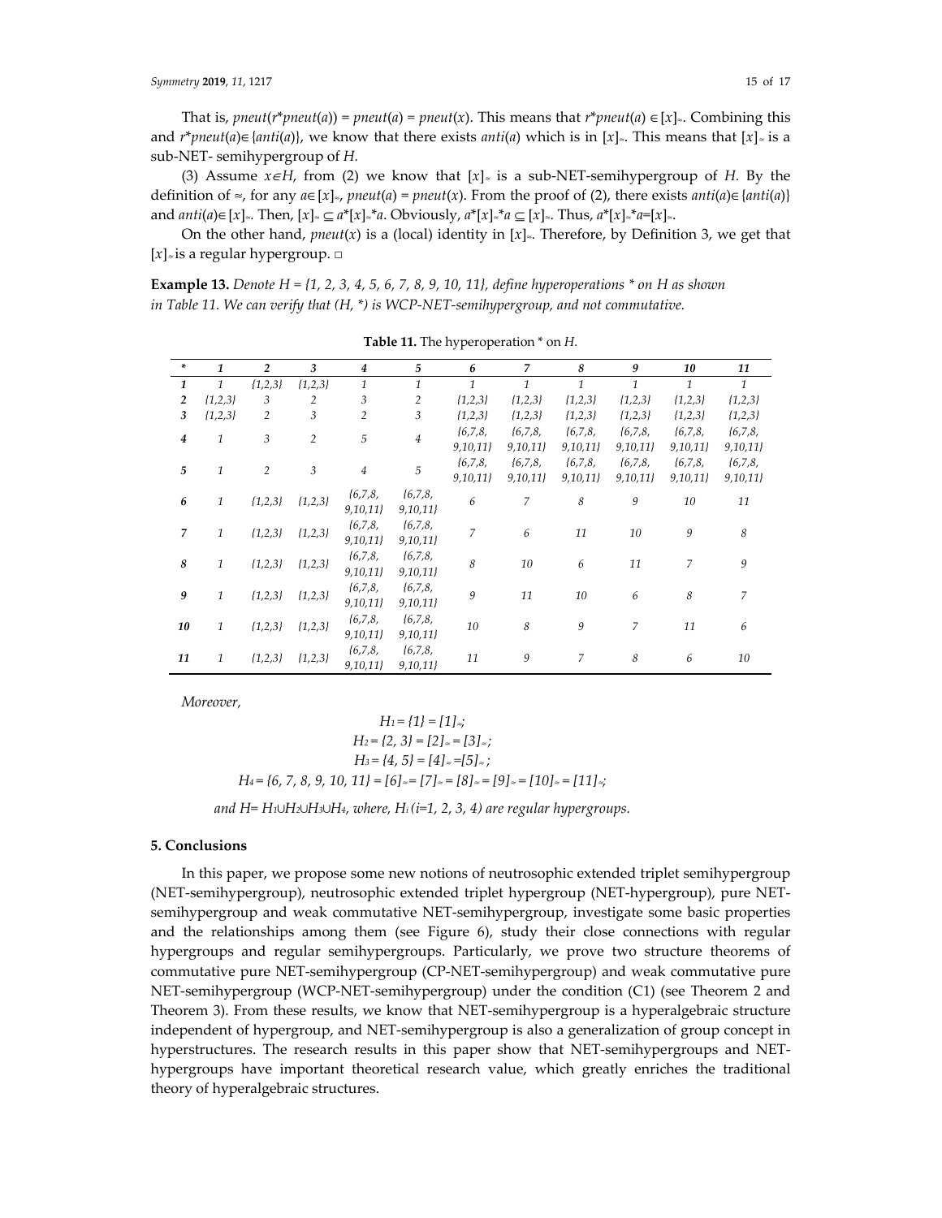That is, $pneut(r*pneut(a)) = pneut(a) = pneut(x)$. This means that $r*pneut(a) \in [x]_{\approx}$. Combining this and $r*pneut(a) \in \{anti(a)\}$, we know that there exists $anti(a)$ which is in $[x]_{\approx}$. This means that $[x]_{\approx}$ is a sub-NET- semihypergroup of $H$.

(3) Assume $x \in H$, from (2) we know that $[x]_{\approx}$ is a sub-NET-semihypergroup of $H$. By the definition of $\approx$, for any $a \in [x]_{\approx}$, $pneut(a) = pneut(x)$. From the proof of (2), there exists $anti(a) \in \{anti(a)\}$ and $anti(a) \in [x]_{\approx}$. Then, $[x]_{\approx} \subseteq a*[x]_{\approx}*a$. Obviously, $a*[x]_{\approx}*a \subseteq [x]_{\approx}$. Thus, $a*[x]_{\approx}*a = [x]_{\approx}$.

On the other hand, $pneut(x)$ is a (local) identity in $[x]_{\approx}$. Therefore, by Definition 3, we get that $[x]_{\approx}$ is a regular hypergroup. □

**Example 13.** *Denote H = {1, 2, 3, 4, 5, 6, 7, 8, 9, 10, 11}, define hyperoperations * on H as shown in Table 11. We can verify that (H, *) is WCP-NET-semihypergroup, and not commutative.*

**Table 11.** The hyperoperation * on $H$.

| * | 1 | 2 | 3 | 4 | 5 | 6 | 7 | 8 | 9 | 10 | 11 |
|---|---|---|---|---|---|---|---|---|---|---|---|
| **1** | 1 | {1,2,3} | {1,2,3} | 1 | 1 | 1 | 1 | 1 | 1 | 1 | 1 |
| **2** | {1,2,3} | 3 | 2 | 3 | 2 | {1,2,3} | {1,2,3} | {1,2,3} | {1,2,3} | {1,2,3} | {1,2,3} |
| **3** | {1,2,3} | 2 | 3 | 2 | 3 | {1,2,3} | {1,2,3} | {1,2,3} | {1,2,3} | {1,2,3} | {1,2,3} |
| **4** | 1 | 3 | 2 | 5 | 4 | {6,7,8,9,10,11} | {6,7,8,9,10,11} | {6,7,8,9,10,11} | {6,7,8,9,10,11} | {6,7,8,9,10,11} | {6,7,8,9,10,11} |
| **5** | 1 | 2 | 3 | 4 | 5 | {6,7,8,9,10,11} | {6,7,8,9,10,11} | {6,7,8,9,10,11} | {6,7,8,9,10,11} | {6,7,8,9,10,11} | {6,7,8,9,10,11} |
| **6** | 1 | {1,2,3} | {1,2,3} | {6,7,8,9,10,11} | {6,7,8,9,10,11} | 6 | 7 | 8 | 9 | 10 | 11 |
| **7** | 1 | {1,2,3} | {1,2,3} | {6,7,8,9,10,11} | {6,7,8,9,10,11} | 7 | 6 | 11 | 10 | 9 | 8 |
| **8** | 1 | {1,2,3} | {1,2,3} | {6,7,8,9,10,11} | {6,7,8,9,10,11} | 8 | 10 | 6 | 11 | 7 | 9 |
| **9** | 1 | {1,2,3} | {1,2,3} | {6,7,8,9,10,11} | {6,7,8,9,10,11} | 9 | 11 | 10 | 6 | 8 | 7 |
| **10** | 1 | {1,2,3} | {1,2,3} | {6,7,8,9,10,11} | {6,7,8,9,10,11} | 10 | 8 | 9 | 7 | 11 | 6 |
| **11** | 1 | {1,2,3} | {1,2,3} | {6,7,8,9,10,11} | {6,7,8,9,10,11} | 11 | 9 | 7 | 8 | 6 | 10 |

*Moreover,*

$$H_1 = \{1\} = [1]_{\approx};$$
$$H_2 = \{2, 3\} = [2]_{\approx} = [3]_{\approx};$$
$$H_3 = \{4, 5\} = [4]_{\approx} = [5]_{\approx};$$
$$H_4 = \{6, 7, 8, 9, 10, 11\} = [6]_{\approx} = [7]_{\approx} = [8]_{\approx} = [9]_{\approx} = [10]_{\approx} = [11]_{\approx};$$

*and $H = H_1 \cup H_2 \cup H_3 \cup H_4$, where, $H_i$ (i=1, 2, 3, 4) are regular hypergroups.*

## 5. Conclusions

In this paper, we propose some new notions of neutrosophic extended triplet semihypergroup (NET-semihypergroup), neutrosophic extended triplet hypergroup (NET-hypergroup), pure NET-semihypergroup and weak commutative NET-semihypergroup, investigate some basic properties and the relationships among them (see Figure 6), study their close connections with regular hypergroups and regular semihypergroups. Particularly, we prove two structure theorems of commutative pure NET-semihypergroup (CP-NET-semihypergroup) and weak commutative pure NET-semihypergroup (WCP-NET-semihypergroup) under the condition (C1) (see Theorem 2 and Theorem 3). From these results, we know that NET-semihypergroup is a hyperalgebraic structure independent of hypergroup, and NET-semihypergroup is also a generalization of group concept in hyperstructures. The research results in this paper show that NET-semihypergroups and NET-hypergroups have important theoretical research value, which greatly enriches the traditional theory of hyperalgebraic structures.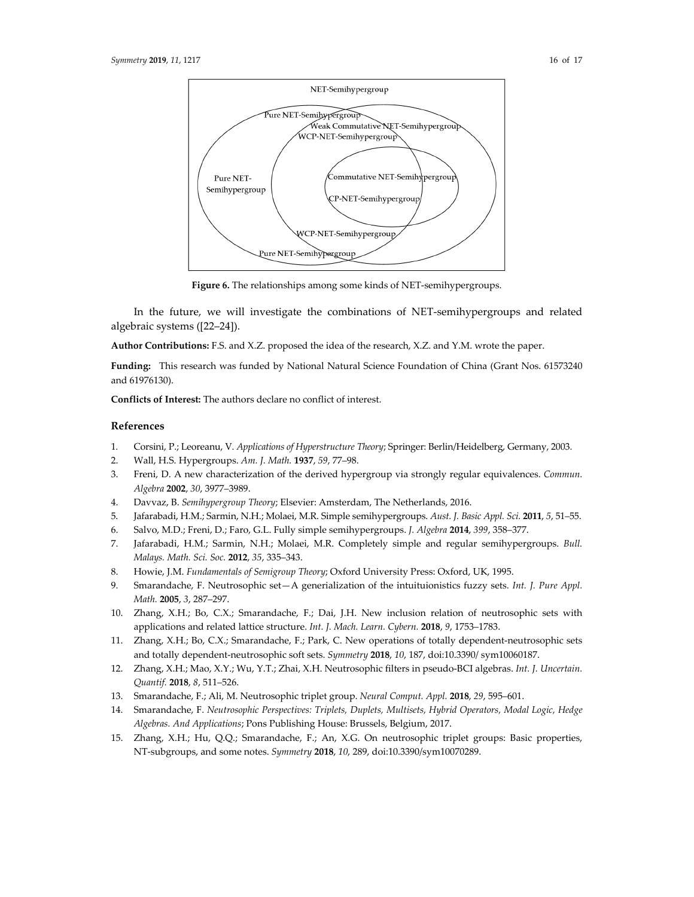NET-Semihypergroup

Pure NET-Semihypergroup

Weak Commutative NET-Semihypergroup

WCP-NET-Semihypergroup

Pure NET-Semihypergroup

Commutative NET-Semihypergroup

CP-NET-Semihypergroup

WCP-NET-Semihypergroup

Pure NET-Semihypergroup

**Figure 6.** The relationships among some kinds of NET-semihypergroups.

In the future, we will investigate the combinations of NET-semihypergroups and related algebraic systems ([22–24]).

**Author Contributions:** F.S. and X.Z. proposed the idea of the research, X.Z. and Y.M. wrote the paper.

**Funding:** This research was funded by National Natural Science Foundation of China (Grant Nos. 61573240 and 61976130).

**Conflicts of Interest:** The authors declare no conflict of interest.

## References

1. Corsini, P.; Leoreanu, V. *Applications of Hyperstructure Theory*; Springer: Berlin/Heidelberg, Germany, 2003.
2. Wall, H.S. Hypergroups. *Am. J. Math.* **1937**, *59*, 77–98.
3. Freni, D. A new characterization of the derived hypergroup via strongly regular equivalences. *Commun. Algebra* **2002**, *30*, 3977–3989.
4. Davvaz, B. *Semihypergroup Theory*; Elsevier: Amsterdam, The Netherlands, 2016.
5. Jafarabadi, H.M.; Sarmin, N.H.; Molaei, M.R. Simple semihypergroups. *Aust. J. Basic Appl. Sci.* **2011**, *5*, 51–55.
6. Salvo, M.D.; Freni, D.; Faro, G.L. Fully simple semihypergroups. *J. Algebra* **2014**, *399*, 358–377.
7. Jafarabadi, H.M.; Sarmin, N.H.; Molaei, M.R. Completely simple and regular semihypergroups. *Bull. Malays. Math. Sci. Soc.* **2012**, *35*, 335–343.
8. Howie, J.M. *Fundamentals of Semigroup Theory*; Oxford University Press: Oxford, UK, 1995.
9. Smarandache, F. Neutrosophic set—A generialization of the intuituionistics fuzzy sets. *Int. J. Pure Appl. Math.* **2005**, *3*, 287–297.
10. Zhang, X.H.; Bo, C.X.; Smarandache, F.; Dai, J.H. New inclusion relation of neutrosophic sets with applications and related lattice structure. *Int. J. Mach. Learn. Cybern.* **2018**, *9*, 1753–1783.
11. Zhang, X.H.; Bo, C.X.; Smarandache, F.; Park, C. New operations of totally dependent-neutrosophic sets and totally dependent-neutrosophic soft sets. *Symmetry* **2018**, *10*, 187, doi:10.3390/ sym10060187.
12. Zhang, X.H.; Mao, X.Y.; Wu, Y.T.; Zhai, X.H. Neutrosophic filters in pseudo-BCI algebras. *Int. J. Uncertain. Quantif.* **2018**, *8*, 511–526.
13. Smarandache, F.; Ali, M. Neutrosophic triplet group. *Neural Comput. Appl.* **2018**, *29*, 595–601.
14. Smarandache, F. *Neutrosophic Perspectives: Triplets, Duplets, Multisets, Hybrid Operators, Modal Logic, Hedge Algebras. And Applications*; Pons Publishing House: Brussels, Belgium, 2017.
15. Zhang, X.H.; Hu, Q.Q.; Smarandache, F.; An, X.G. On neutrosophic triplet groups: Basic properties, NT-subgroups, and some notes. *Symmetry* **2018**, *10*, 289, doi:10.3390/sym10070289.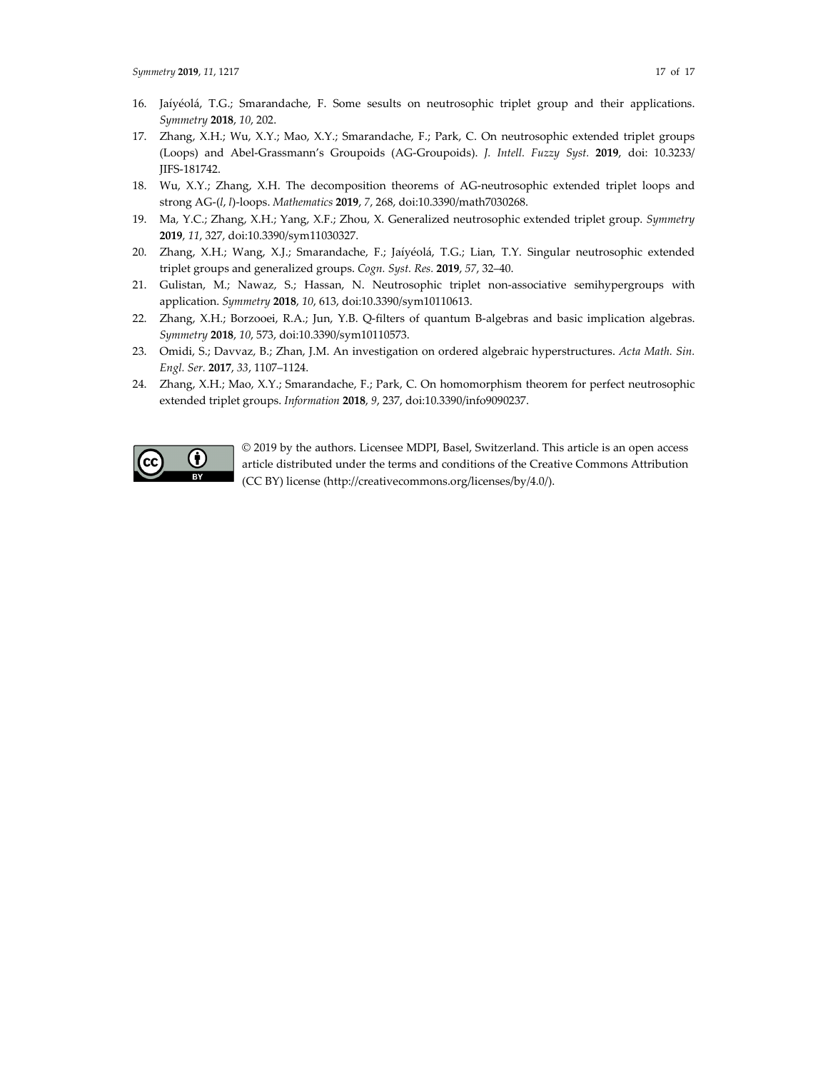16. Jaíyéolá, T.G.; Smarandache, F. Some sesults on neutrosophic triplet group and their applications. *Symmetry* **2018**, *10*, 202.
17. Zhang, X.H.; Wu, X.Y.; Mao, X.Y.; Smarandache, F.; Park, C. On neutrosophic extended triplet groups (Loops) and Abel-Grassmann's Groupoids (AG-Groupoids). *J. Intell. Fuzzy Syst.* **2019**, doi: 10.3233/JIFS-181742.
18. Wu, X.Y.; Zhang, X.H. The decomposition theorems of AG-neutrosophic extended triplet loops and strong AG-(*l*, *l*)-loops. *Mathematics* **2019**, *7*, 268, doi:10.3390/math7030268.
19. Ma, Y.C.; Zhang, X.H.; Yang, X.F.; Zhou, X. Generalized neutrosophic extended triplet group. *Symmetry* **2019**, *11*, 327, doi:10.3390/sym11030327.
20. Zhang, X.H.; Wang, X.J.; Smarandache, F.; Jaíyéolá, T.G.; Lian, T.Y. Singular neutrosophic extended triplet groups and generalized groups. *Cogn. Syst. Res.* **2019**, *57*, 32–40.
21. Gulistan, M.; Nawaz, S.; Hassan, N. Neutrosophic triplet non-associative semihypergroups with application. *Symmetry* **2018**, *10*, 613, doi:10.3390/sym10110613.
22. Zhang, X.H.; Borzooei, R.A.; Jun, Y.B. Q-filters of quantum B-algebras and basic implication algebras. *Symmetry* **2018**, *10*, 573, doi:10.3390/sym10110573.
23. Omidi, S.; Davvaz, B.; Zhan, J.M. An investigation on ordered algebraic hyperstructures. *Acta Math. Sin. Engl. Ser.* **2017**, *33*, 1107–1124.
24. Zhang, X.H.; Mao, X.Y.; Smarandache, F.; Park, C. On homomorphism theorem for perfect neutrosophic extended triplet groups. *Information* **2018**, *9*, 237, doi:10.3390/info9090237.

© 2019 by the authors. Licensee MDPI, Basel, Switzerland. This article is an open access article distributed under the terms and conditions of the Creative Commons Attribution (CC BY) license (http://creativecommons.org/licenses/by/4.0/).